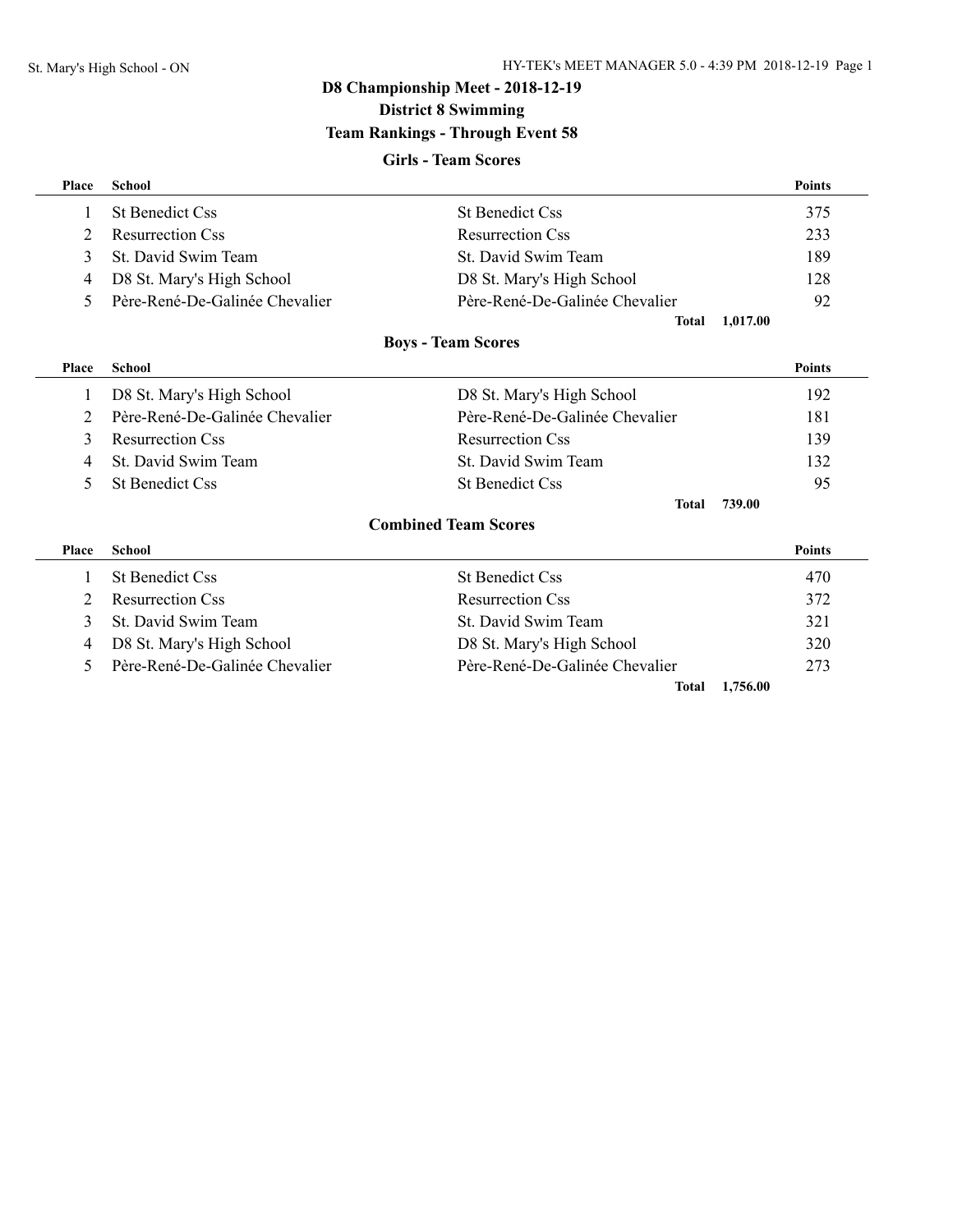**D8 Championship Meet - 2018-12-19**

**District 8 Swimming**

**Team Rankings - Through Event 58**

## Girls - Team Scores

| Place | School | | Points |
|---|---|---|---|
| 1 | St Benedict Css | St Benedict Css | 375 |
| 2 | Resurrection Css | Resurrection Css | 233 |
| 3 | St. David Swim Team | St. David Swim Team | 189 |
| 4 | D8 St. Mary's High School | D8 St. Mary's High School | 128 |
| 5 | Père-René-De-Galinée Chevalier | Père-René-De-Galinée Chevalier | 92 |
| | | **Total** | 1,017.00 |

## Boys - Team Scores

| Place | School | | Points |
|---|---|---|---|
| 1 | D8 St. Mary's High School | D8 St. Mary's High School | 192 |
| 2 | Père-René-De-Galinée Chevalier | Père-René-De-Galinée Chevalier | 181 |
| 3 | Resurrection Css | Resurrection Css | 139 |
| 4 | St. David Swim Team | St. David Swim Team | 132 |
| 5 | St Benedict Css | St Benedict Css | 95 |
| | | **Total** | 739.00 |

## Combined Team Scores

| Place | School | | Points |
|---|---|---|---|
| 1 | St Benedict Css | St Benedict Css | 470 |
| 2 | Resurrection Css | Resurrection Css | 372 |
| 3 | St. David Swim Team | St. David Swim Team | 321 |
| 4 | D8 St. Mary's High School | D8 St. Mary's High School | 320 |
| 5 | Père-René-De-Galinée Chevalier | Père-René-De-Galinée Chevalier | 273 |
| | | **Total** | 1,756.00 |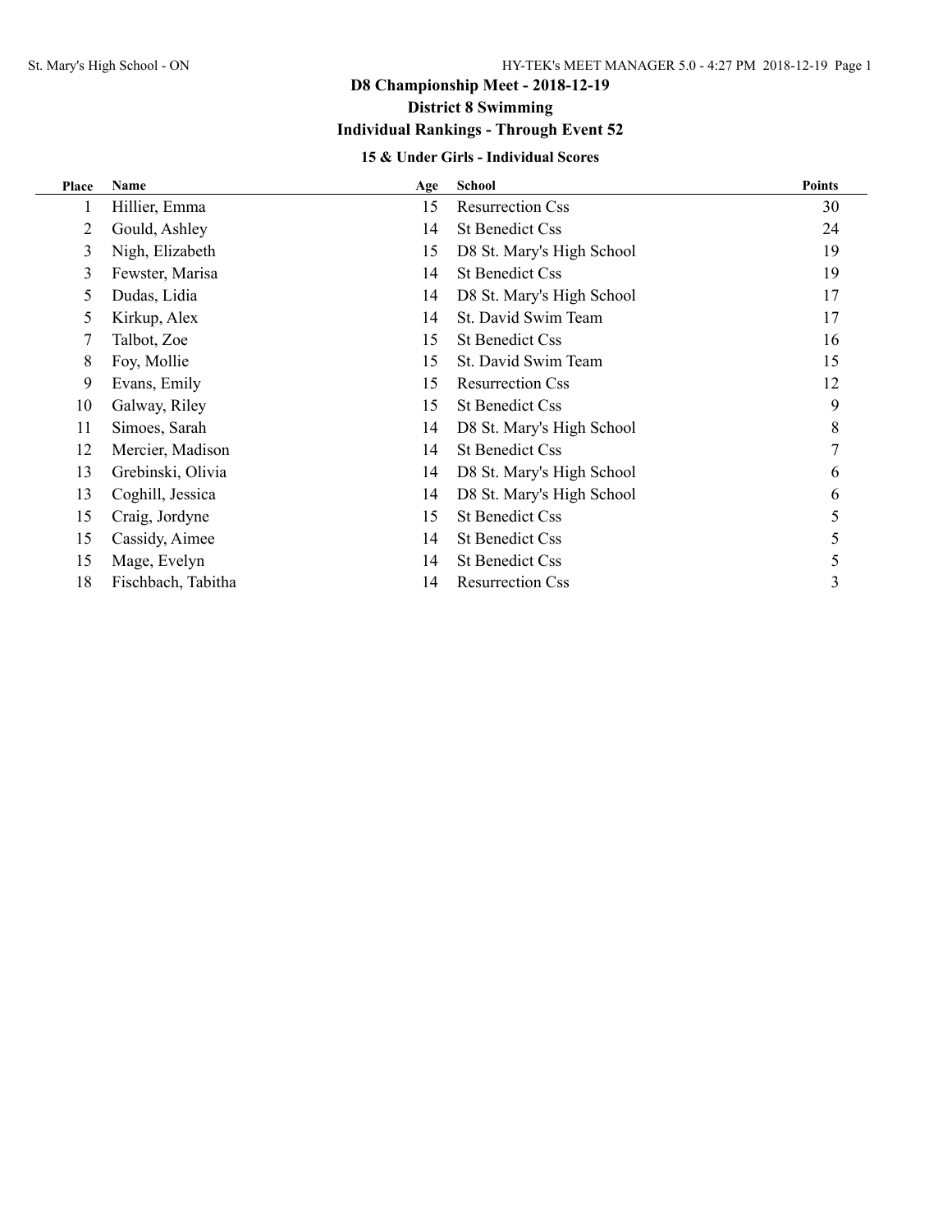# D8 Championship Meet - 2018-12-19

## District 8 Swimming

## Individual Rankings - Through Event 52

### 15 & Under Girls - Individual Scores

| Place | Name | Age | School | Points |
|---|---|---|---|---|
| 1 | Hillier, Emma | 15 | Resurrection Css | 30 |
| 2 | Gould, Ashley | 14 | St Benedict Css | 24 |
| 3 | Nigh, Elizabeth | 15 | D8 St. Mary's High School | 19 |
| 3 | Fewster, Marisa | 14 | St Benedict Css | 19 |
| 5 | Dudas, Lidia | 14 | D8 St. Mary's High School | 17 |
| 5 | Kirkup, Alex | 14 | St. David Swim Team | 17 |
| 7 | Talbot, Zoe | 15 | St Benedict Css | 16 |
| 8 | Foy, Mollie | 15 | St. David Swim Team | 15 |
| 9 | Evans, Emily | 15 | Resurrection Css | 12 |
| 10 | Galway, Riley | 15 | St Benedict Css | 9 |
| 11 | Simoes, Sarah | 14 | D8 St. Mary's High School | 8 |
| 12 | Mercier, Madison | 14 | St Benedict Css | 7 |
| 13 | Grebinski, Olivia | 14 | D8 St. Mary's High School | 6 |
| 13 | Coghill, Jessica | 14 | D8 St. Mary's High School | 6 |
| 15 | Craig, Jordyne | 15 | St Benedict Css | 5 |
| 15 | Cassidy, Aimee | 14 | St Benedict Css | 5 |
| 15 | Mage, Evelyn | 14 | St Benedict Css | 5 |
| 18 | Fischbach, Tabitha | 14 | Resurrection Css | 3 |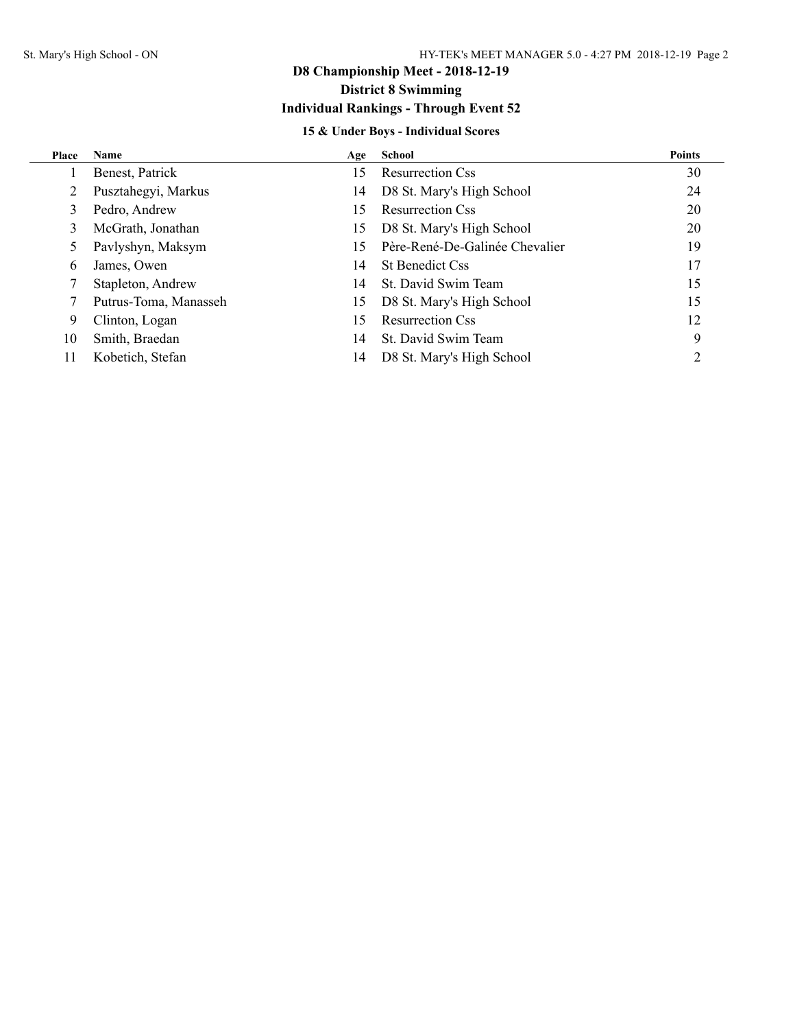# D8 Championship Meet - 2018-12-19

## District 8 Swimming

## Individual Rankings - Through Event 52

### 15 & Under Boys - Individual Scores

| Place | Name | Age | School | Points |
|---|---|---|---|---|
| 1 | Benest, Patrick | 15 | Resurrection Css | 30 |
| 2 | Pusztahegyi, Markus | 14 | D8 St. Mary's High School | 24 |
| 3 | Pedro, Andrew | 15 | Resurrection Css | 20 |
| 3 | McGrath, Jonathan | 15 | D8 St. Mary's High School | 20 |
| 5 | Pavlyshyn, Maksym | 15 | Père-René-De-Galinée Chevalier | 19 |
| 6 | James, Owen | 14 | St Benedict Css | 17 |
| 7 | Stapleton, Andrew | 14 | St. David Swim Team | 15 |
| 7 | Putrus-Toma, Manasseh | 15 | D8 St. Mary's High School | 15 |
| 9 | Clinton, Logan | 15 | Resurrection Css | 12 |
| 10 | Smith, Braedan | 14 | St. David Swim Team | 9 |
| 11 | Kobetich, Stefan | 14 | D8 St. Mary's High School | 2 |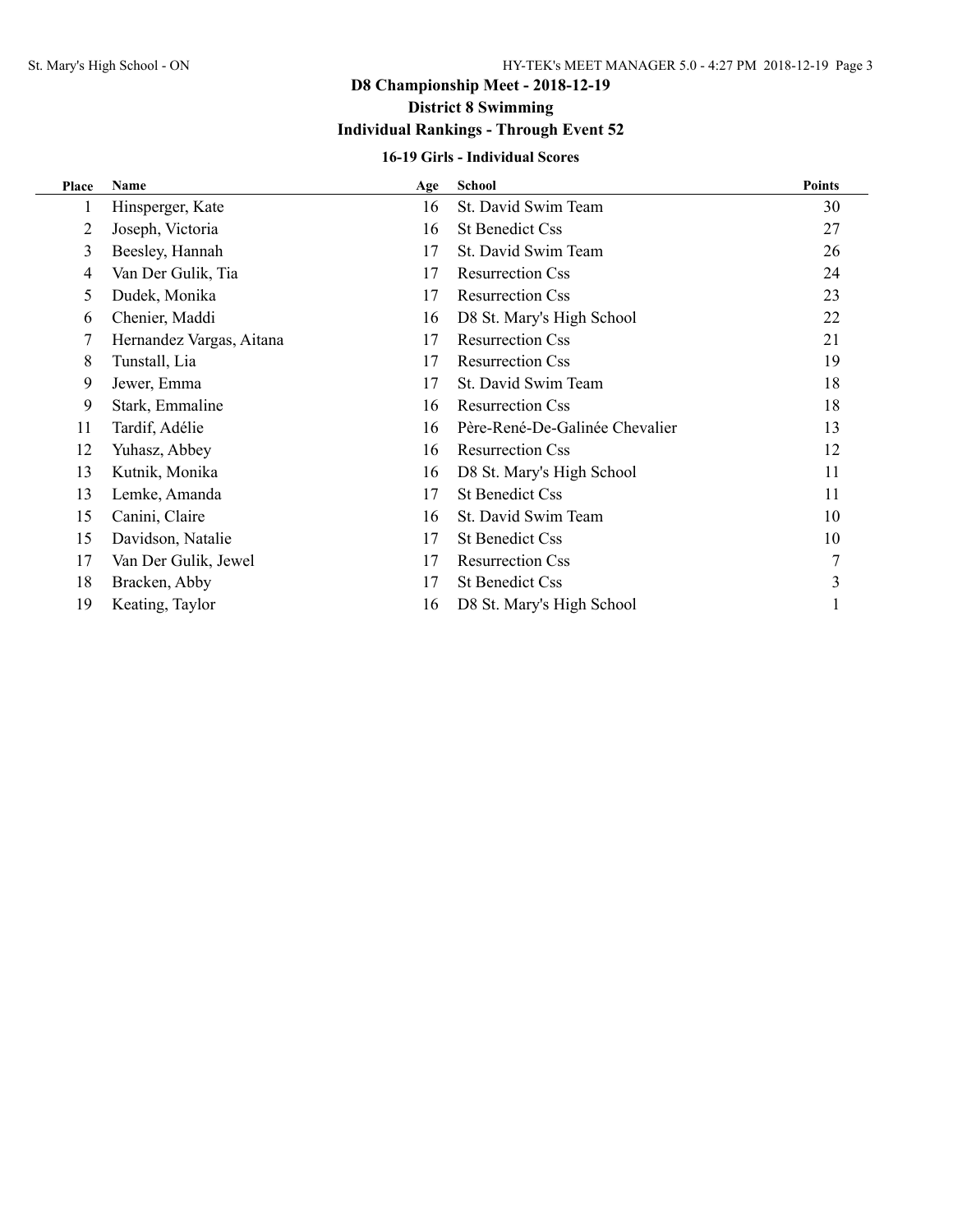# D8 Championship Meet - 2018-12-19

## District 8 Swimming

## Individual Rankings - Through Event 52

### 16-19 Girls - Individual Scores

| Place | Name | Age | School | Points |
|---|---|---|---|---|
| 1 | Hinsperger, Kate | 16 | St. David Swim Team | 30 |
| 2 | Joseph, Victoria | 16 | St Benedict Css | 27 |
| 3 | Beesley, Hannah | 17 | St. David Swim Team | 26 |
| 4 | Van Der Gulik, Tia | 17 | Resurrection Css | 24 |
| 5 | Dudek, Monika | 17 | Resurrection Css | 23 |
| 6 | Chenier, Maddi | 16 | D8 St. Mary's High School | 22 |
| 7 | Hernandez Vargas, Aitana | 17 | Resurrection Css | 21 |
| 8 | Tunstall, Lia | 17 | Resurrection Css | 19 |
| 9 | Jewer, Emma | 17 | St. David Swim Team | 18 |
| 9 | Stark, Emmaline | 16 | Resurrection Css | 18 |
| 11 | Tardif, Adélie | 16 | Père-René-De-Galinée Chevalier | 13 |
| 12 | Yuhasz, Abbey | 16 | Resurrection Css | 12 |
| 13 | Kutnik, Monika | 16 | D8 St. Mary's High School | 11 |
| 13 | Lemke, Amanda | 17 | St Benedict Css | 11 |
| 15 | Canini, Claire | 16 | St. David Swim Team | 10 |
| 15 | Davidson, Natalie | 17 | St Benedict Css | 10 |
| 17 | Van Der Gulik, Jewel | 17 | Resurrection Css | 7 |
| 18 | Bracken, Abby | 17 | St Benedict Css | 3 |
| 19 | Keating, Taylor | 16 | D8 St. Mary's High School | 1 |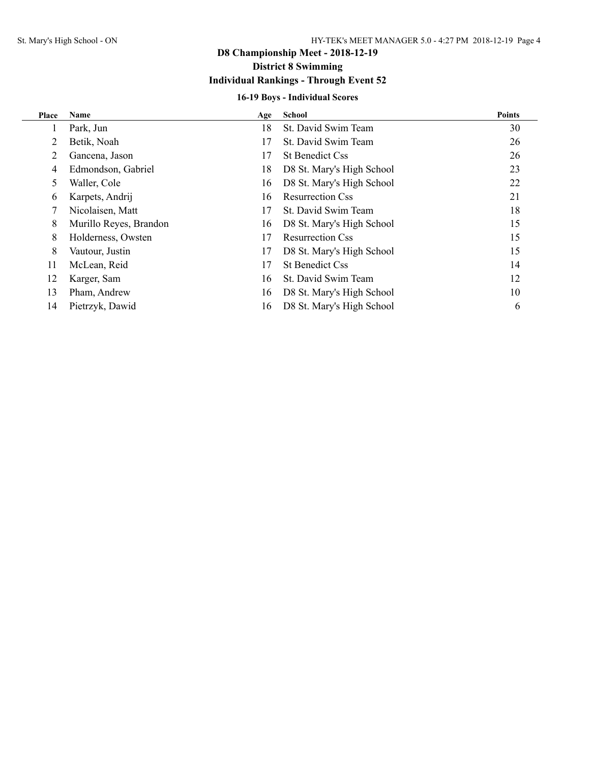# D8 Championship Meet - 2018-12-19

## District 8 Swimming

## Individual Rankings - Through Event 52

### 16-19 Boys - Individual Scores

| Place | Name | Age | School | Points |
|---|---|---|---|---|
| 1 | Park, Jun | 18 | St. David Swim Team | 30 |
| 2 | Betik, Noah | 17 | St. David Swim Team | 26 |
| 2 | Gancena, Jason | 17 | St Benedict Css | 26 |
| 4 | Edmondson, Gabriel | 18 | D8 St. Mary's High School | 23 |
| 5 | Waller, Cole | 16 | D8 St. Mary's High School | 22 |
| 6 | Karpets, Andrij | 16 | Resurrection Css | 21 |
| 7 | Nicolaisen, Matt | 17 | St. David Swim Team | 18 |
| 8 | Murillo Reyes, Brandon | 16 | D8 St. Mary's High School | 15 |
| 8 | Holderness, Owsten | 17 | Resurrection Css | 15 |
| 8 | Vautour, Justin | 17 | D8 St. Mary's High School | 15 |
| 11 | McLean, Reid | 17 | St Benedict Css | 14 |
| 12 | Karger, Sam | 16 | St. David Swim Team | 12 |
| 13 | Pham, Andrew | 16 | D8 St. Mary's High School | 10 |
| 14 | Pietrzyk, Dawid | 16 | D8 St. Mary's High School | 6 |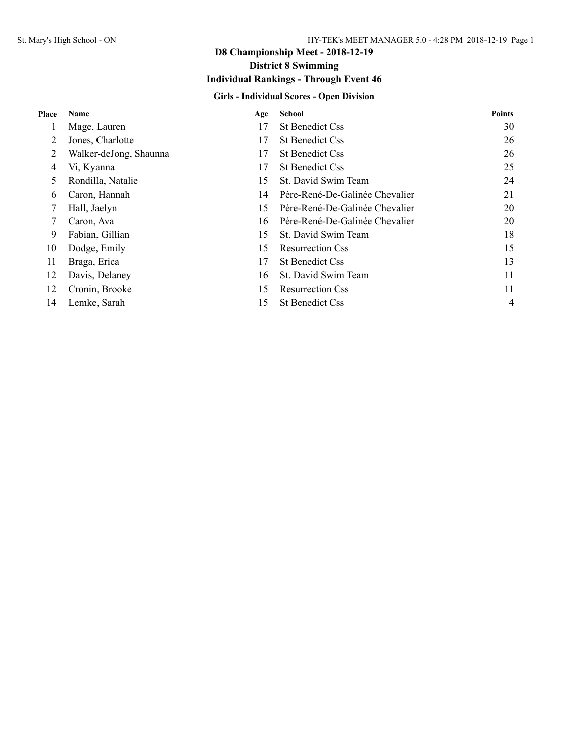# D8 Championship Meet - 2018-12-19

## District 8 Swimming

### Individual Rankings - Through Event 46

#### Girls - Individual Scores - Open Division

| Place | Name | Age | School | Points |
|---|---|---|---|---|
| 1 | Mage, Lauren | 17 | St Benedict Css | 30 |
| 2 | Jones, Charlotte | 17 | St Benedict Css | 26 |
| 2 | Walker-deJong, Shaunna | 17 | St Benedict Css | 26 |
| 4 | Vi, Kyanna | 17 | St Benedict Css | 25 |
| 5 | Rondilla, Natalie | 15 | St. David Swim Team | 24 |
| 6 | Caron, Hannah | 14 | Père-René-De-Galinée Chevalier | 21 |
| 7 | Hall, Jaelyn | 15 | Père-René-De-Galinée Chevalier | 20 |
| 7 | Caron, Ava | 16 | Père-René-De-Galinée Chevalier | 20 |
| 9 | Fabian, Gillian | 15 | St. David Swim Team | 18 |
| 10 | Dodge, Emily | 15 | Resurrection Css | 15 |
| 11 | Braga, Erica | 17 | St Benedict Css | 13 |
| 12 | Davis, Delaney | 16 | St. David Swim Team | 11 |
| 12 | Cronin, Brooke | 15 | Resurrection Css | 11 |
| 14 | Lemke, Sarah | 15 | St Benedict Css | 4 |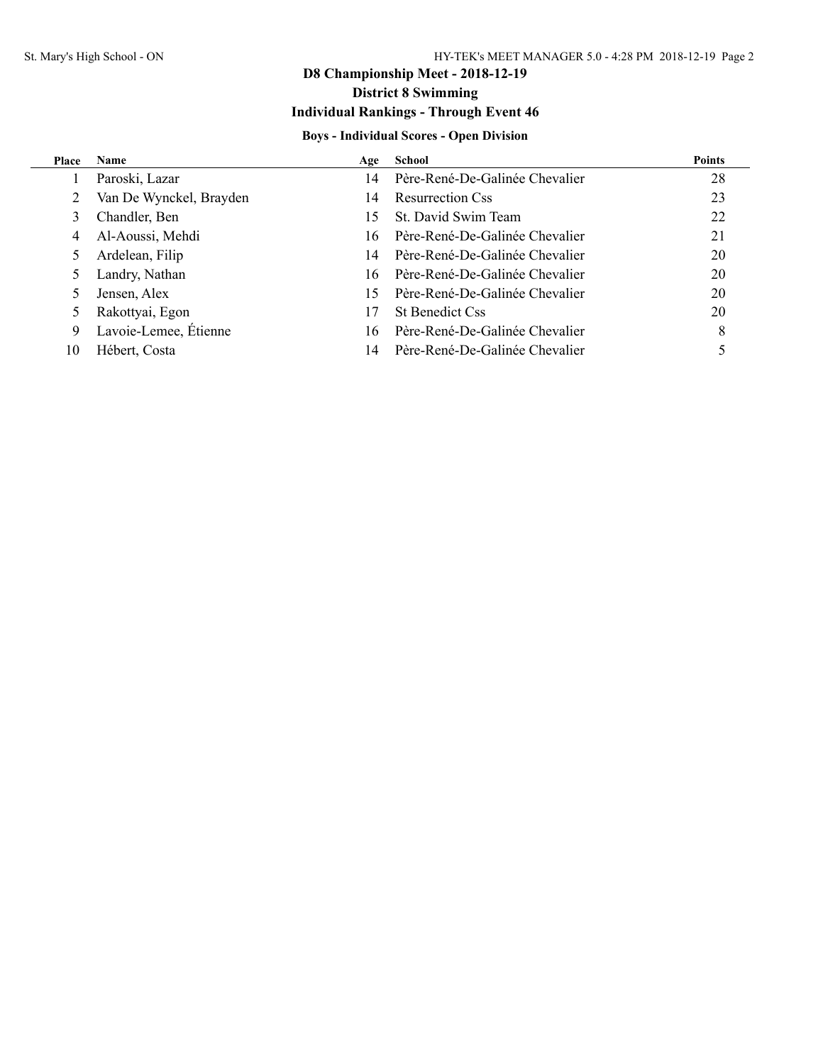# D8 Championship Meet - 2018-12-19

## District 8 Swimming

## Individual Rankings - Through Event 46

### Boys - Individual Scores - Open Division

| Place | Name | Age | School | Points |
|---|---|---|---|---|
| 1 | Paroski, Lazar | 14 | Père-René-De-Galinée Chevalier | 28 |
| 2 | Van De Wynckel, Brayden | 14 | Resurrection Css | 23 |
| 3 | Chandler, Ben | 15 | St. David Swim Team | 22 |
| 4 | Al-Aoussi, Mehdi | 16 | Père-René-De-Galinée Chevalier | 21 |
| 5 | Ardelean, Filip | 14 | Père-René-De-Galinée Chevalier | 20 |
| 5 | Landry, Nathan | 16 | Père-René-De-Galinée Chevalier | 20 |
| 5 | Jensen, Alex | 15 | Père-René-De-Galinée Chevalier | 20 |
| 5 | Rakottyai, Egon | 17 | St Benedict Css | 20 |
| 9 | Lavoie-Lemee, Étienne | 16 | Père-René-De-Galinée Chevalier | 8 |
| 10 | Hébert, Costa | 14 | Père-René-De-Galinée Chevalier | 5 |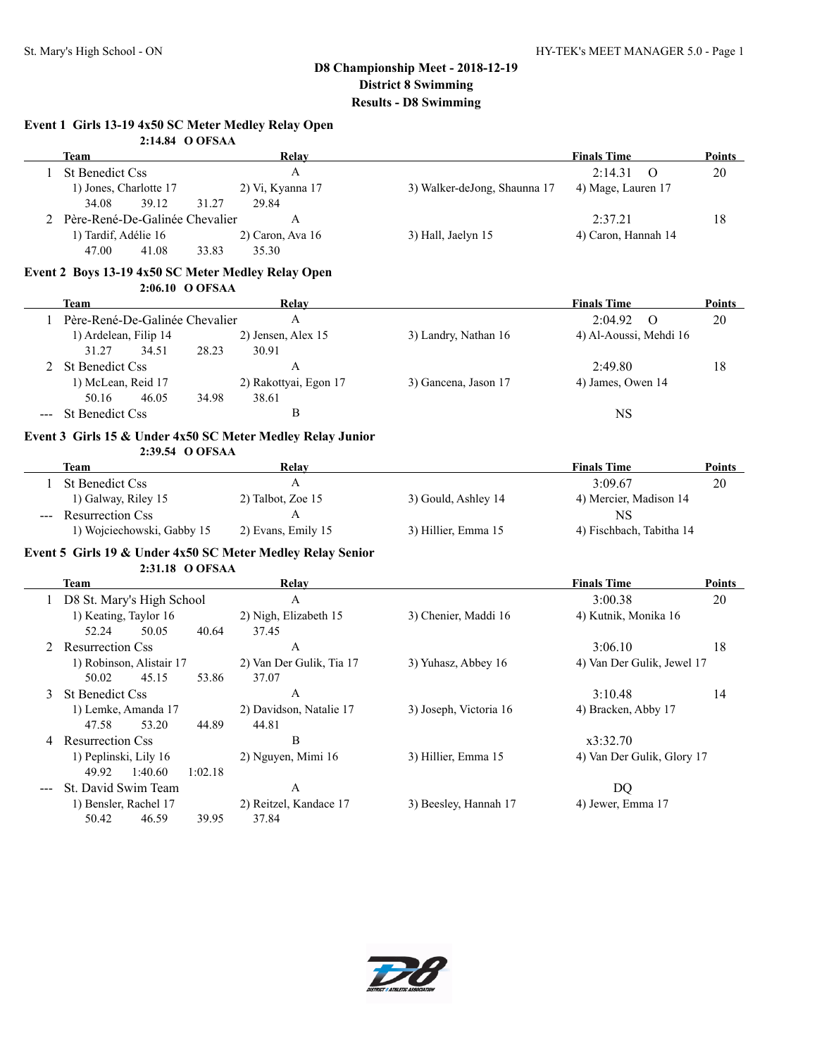## D8 Championship Meet - 2018-12-19
## District 8 Swimming
## Results - D8 Swimming

### Event 1 Girls 13-19 4x50 SC Meter Medley Relay Open

**2:14.84 O OFSAA**

| | Team | Relay | | Finals Time | Points |
|---|---|---|---|---|---|
| 1 | St Benedict Css | A | | 2:14.31 O | 20 |
| | 1) Jones, Charlotte 17 | 2) Vi, Kyanna 17 | 3) Walker-deJong, Shaunna 17 | 4) Mage, Lauren 17 | |
| | 34.08 39.12 31.27 | 29.84 | | | |
| 2 | Père-René-De-Galinée Chevalier | A | | 2:37.21 | 18 |
| | 1) Tardif, Adélie 16 | 2) Caron, Ava 16 | 3) Hall, Jaelyn 15 | 4) Caron, Hannah 14 | |
| | 47.00 41.08 33.83 | 35.30 | | | |

### Event 2 Boys 13-19 4x50 SC Meter Medley Relay Open

**2:06.10 O OFSAA**

| | Team | Relay | | Finals Time | Points |
|---|---|---|---|---|---|
| 1 | Père-René-De-Galinée Chevalier | A | | 2:04.92 O | 20 |
| | 1) Ardelean, Filip 14 | 2) Jensen, Alex 15 | 3) Landry, Nathan 16 | 4) Al-Aoussi, Mehdi 16 | |
| | 31.27 34.51 28.23 | 30.91 | | | |
| 2 | St Benedict Css | A | | 2:49.80 | 18 |
| | 1) McLean, Reid 17 | 2) Rakottyai, Egon 17 | 3) Gancena, Jason 17 | 4) James, Owen 14 | |
| | 50.16 46.05 34.98 | 38.61 | | | |
| --- | St Benedict Css | B | | NS | |

### Event 3 Girls 15 & Under 4x50 SC Meter Medley Relay Junior

**2:39.54 O OFSAA**

| | Team | Relay | | Finals Time | Points |
|---|---|---|---|---|---|
| 1 | St Benedict Css | A | | 3:09.67 | 20 |
| | 1) Galway, Riley 15 | 2) Talbot, Zoe 15 | 3) Gould, Ashley 14 | 4) Mercier, Madison 14 | |
| --- | Resurrection Css | A | | NS | |
| | 1) Wojciechowski, Gabby 15 | 2) Evans, Emily 15 | 3) Hillier, Emma 15 | 4) Fischbach, Tabitha 14 | |

### Event 5 Girls 19 & Under 4x50 SC Meter Medley Relay Senior

**2:31.18 O OFSAA**

| | Team | Relay | | Finals Time | Points |
|---|---|---|---|---|---|
| 1 | D8 St. Mary's High School | A | | 3:00.38 | 20 |
| | 1) Keating, Taylor 16 | 2) Nigh, Elizabeth 15 | 3) Chenier, Maddi 16 | 4) Kutnik, Monika 16 | |
| | 52.24 50.05 40.64 | 37.45 | | | |
| 2 | Resurrection Css | A | | 3:06.10 | 18 |
| | 1) Robinson, Alistair 17 | 2) Van Der Gulik, Tia 17 | 3) Yuhasz, Abbey 16 | 4) Van Der Gulik, Jewel 17 | |
| | 50.02 45.15 53.86 | 37.07 | | | |
| 3 | St Benedict Css | A | | 3:10.48 | 14 |
| | 1) Lemke, Amanda 17 | 2) Davidson, Natalie 17 | 3) Joseph, Victoria 16 | 4) Bracken, Abby 17 | |
| | 47.58 53.20 44.89 | 44.81 | | | |
| 4 | Resurrection Css | B | | x3:32.70 | |
| | 1) Peplinski, Lily 16 | 2) Nguyen, Mimi 16 | 3) Hillier, Emma 15 | 4) Van Der Gulik, Glory 17 | |
| | 49.92 1:40.60 1:02.18 | | | | |
| --- | St. David Swim Team | A | | DQ | |
| | 1) Bensler, Rachel 17 | 2) Reitzel, Kandace 17 | 3) Beesley, Hannah 17 | 4) Jewer, Emma 17 | |
| | 50.42 46.59 39.95 | 37.84 | | | |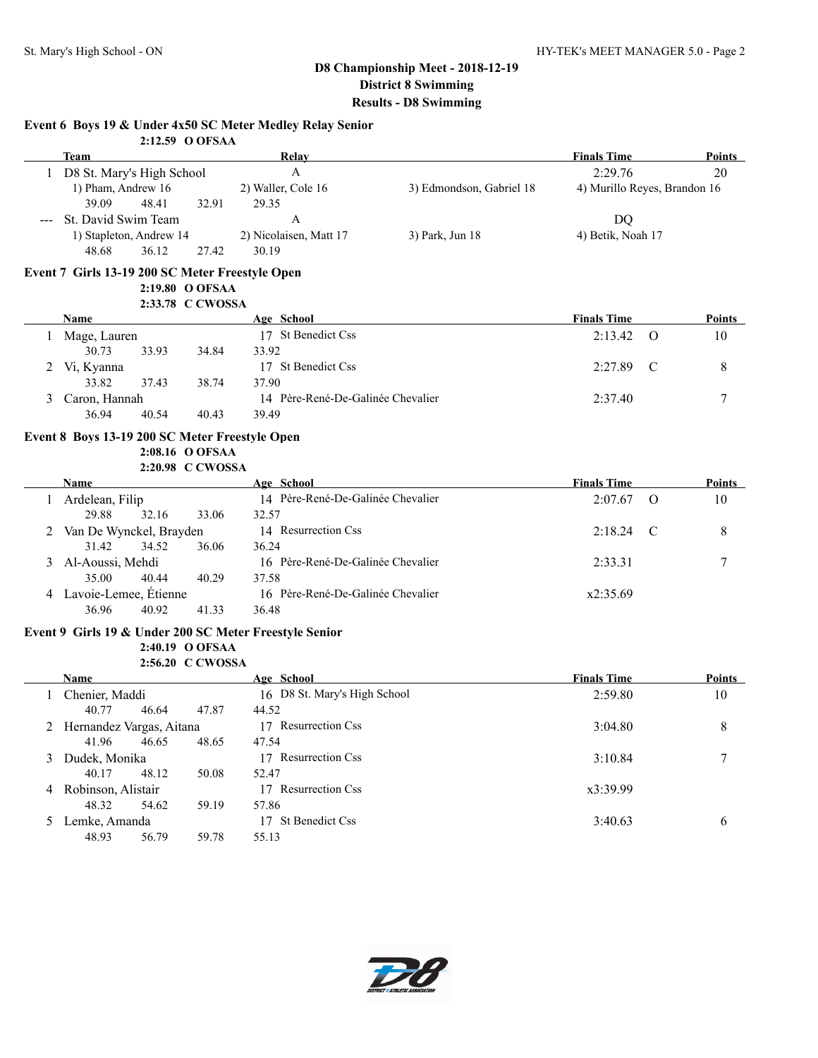## D8 Championship Meet - 2018-12-19
## District 8 Swimming
## Results - D8 Swimming

### Event 6 Boys 19 & Under 4x50 SC Meter Medley Relay Senior

2:12.59 O OFSAA

| | Team | Relay | Finals Time | Points |
|---|---|---|---|---|
| 1 | D8 St. Mary's High School | A | 2:29.76 | 20 |
| | 1) Pham, Andrew 16 | 2) Waller, Cole 16 | 3) Edmondson, Gabriel 18 | 4) Murillo Reyes, Brandon 16 |
| | 39.09 48.41 32.91 29.35 | | | |
| --- | St. David Swim Team | A | DQ | |
| | 1) Stapleton, Andrew 14 | 2) Nicolaisen, Matt 17 | 3) Park, Jun 18 | 4) Betik, Noah 17 |
| | 48.68 36.12 27.42 30.19 | | | |

### Event 7 Girls 13-19 200 SC Meter Freestyle Open

2:19.80 O OFSAA
2:33.78 C CWOSSA

| | Name | Age | School | Finals Time | | Points |
|---|---|---|---|---|---|---|
| 1 | Mage, Lauren | 17 | St Benedict Css | 2:13.42 | O | 10 |
| | 30.73 33.93 34.84 33.92 | | | | | |
| 2 | Vi, Kyanna | 17 | St Benedict Css | 2:27.89 | C | 8 |
| | 33.82 37.43 38.74 37.90 | | | | | |
| 3 | Caron, Hannah | 14 | Père-René-De-Galinée Chevalier | 2:37.40 | | 7 |
| | 36.94 40.54 40.43 39.49 | | | | | |

### Event 8 Boys 13-19 200 SC Meter Freestyle Open

2:08.16 O OFSAA
2:20.98 C CWOSSA

| | Name | Age | School | Finals Time | | Points |
|---|---|---|---|---|---|---|
| 1 | Ardelean, Filip | 14 | Père-René-De-Galinée Chevalier | 2:07.67 | O | 10 |
| | 29.88 32.16 33.06 32.57 | | | | | |
| 2 | Van De Wynckel, Brayden | 14 | Resurrection Css | 2:18.24 | C | 8 |
| | 31.42 34.52 36.06 36.24 | | | | | |
| 3 | Al-Aoussi, Mehdi | 16 | Père-René-De-Galinée Chevalier | 2:33.31 | | 7 |
| | 35.00 40.44 40.29 37.58 | | | | | |
| 4 | Lavoie-Lemee, Étienne | 16 | Père-René-De-Galinée Chevalier | x2:35.69 | | |
| | 36.96 40.92 41.33 36.48 | | | | | |

### Event 9 Girls 19 & Under 200 SC Meter Freestyle Senior

2:40.19 O OFSAA
2:56.20 C CWOSSA

| | Name | Age | School | Finals Time | Points |
|---|---|---|---|---|---|
| 1 | Chenier, Maddi | 16 | D8 St. Mary's High School | 2:59.80 | 10 |
| | 40.77 46.64 47.87 44.52 | | | | |
| 2 | Hernandez Vargas, Aitana | 17 | Resurrection Css | 3:04.80 | 8 |
| | 41.96 46.65 48.65 47.54 | | | | |
| 3 | Dudek, Monika | 17 | Resurrection Css | 3:10.84 | 7 |
| | 40.17 48.12 50.08 52.47 | | | | |
| 4 | Robinson, Alistair | 17 | Resurrection Css | x3:39.99 | |
| | 48.32 54.62 59.19 57.86 | | | | |
| 5 | Lemke, Amanda | 17 | St Benedict Css | 3:40.63 | 6 |
| | 48.93 56.79 59.78 55.13 | | | | |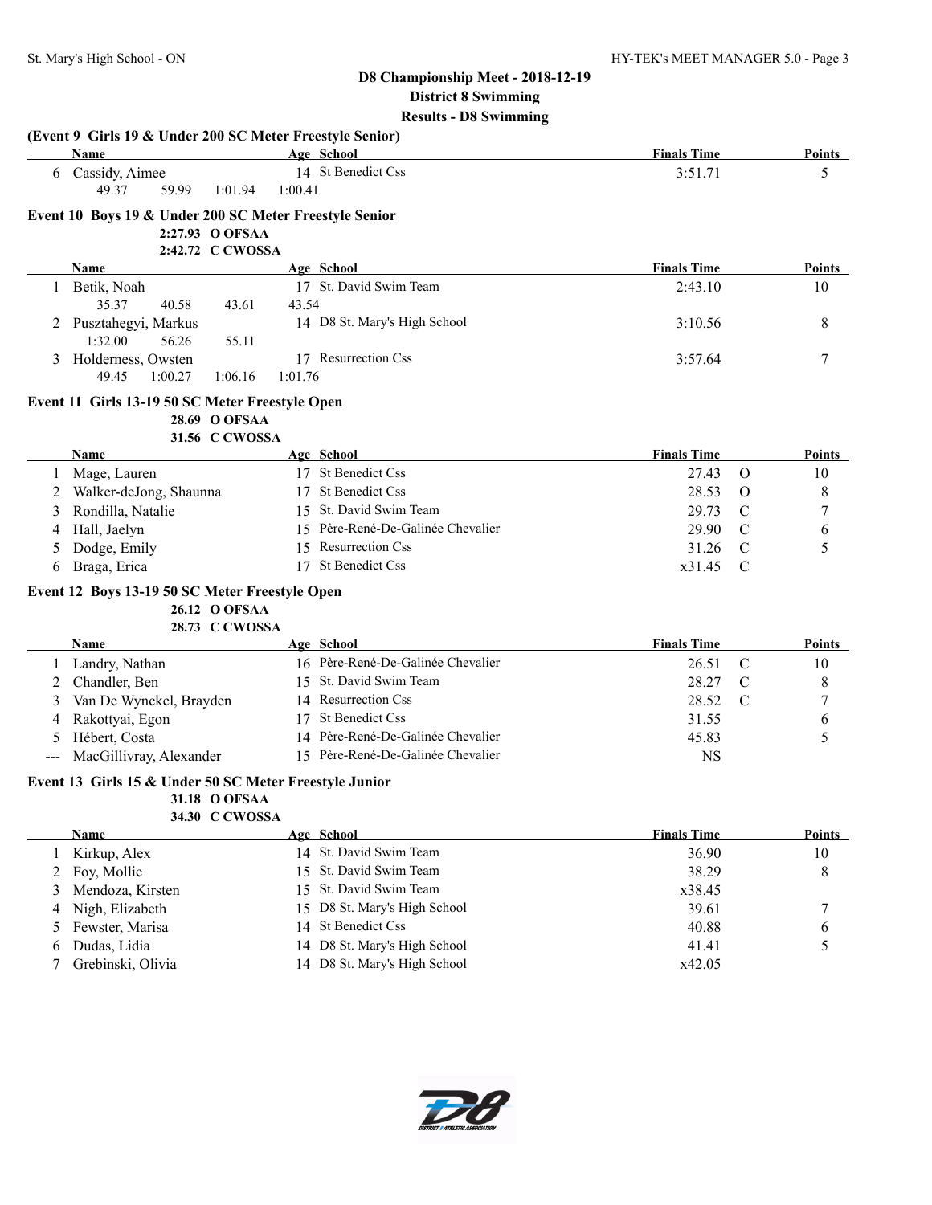## D8 Championship Meet - 2018-12-19
## District 8 Swimming
## Results - D8 Swimming

### (Event 9 Girls 19 & Under 200 SC Meter Freestyle Senior)

| | Name | Age | School | Finals Time | Points |
|---|---|---|---|---|---|
| 6 | Cassidy, Aimee | 14 | St Benedict Css | 3:51.71 | 5 |
| | 49.37 59.99 1:01.94 1:00.41 | | | | |

### Event 10 Boys 19 & Under 200 SC Meter Freestyle Senior

2:27.93 O OFSAA
2:42.72 C CWOSSA

| | Name | Age | School | Finals Time | Points |
|---|---|---|---|---|---|
| 1 | Betik, Noah | 17 | St. David Swim Team | 2:43.10 | 10 |
| | 35.37 40.58 43.61 43.54 | | | | |
| 2 | Pusztahegyi, Markus | 14 | D8 St. Mary's High School | 3:10.56 | 8 |
| | 1:32.00 56.26 55.11 | | | | |
| 3 | Holderness, Owsten | 17 | Resurrection Css | 3:57.64 | 7 |
| | 49.45 1:00.27 1:06.16 1:01.76 | | | | |

### Event 11 Girls 13-19 50 SC Meter Freestyle Open

28.69 O OFSAA
31.56 C CWOSSA

| | Name | Age | School | Finals Time | | Points |
|---|---|---|---|---|---|---|
| 1 | Mage, Lauren | 17 | St Benedict Css | 27.43 | O | 10 |
| 2 | Walker-deJong, Shaunna | 17 | St Benedict Css | 28.53 | O | 8 |
| 3 | Rondilla, Natalie | 15 | St. David Swim Team | 29.73 | C | 7 |
| 4 | Hall, Jaelyn | 15 | Père-René-De-Galinée Chevalier | 29.90 | C | 6 |
| 5 | Dodge, Emily | 15 | Resurrection Css | 31.26 | C | 5 |
| 6 | Braga, Erica | 17 | St Benedict Css | x31.45 | C | |

### Event 12 Boys 13-19 50 SC Meter Freestyle Open

26.12 O OFSAA
28.73 C CWOSSA

| | Name | Age | School | Finals Time | | Points |
|---|---|---|---|---|---|---|
| 1 | Landry, Nathan | 16 | Père-René-De-Galinée Chevalier | 26.51 | C | 10 |
| 2 | Chandler, Ben | 15 | St. David Swim Team | 28.27 | C | 8 |
| 3 | Van De Wynckel, Brayden | 14 | Resurrection Css | 28.52 | C | 7 |
| 4 | Rakottyai, Egon | 17 | St Benedict Css | 31.55 | | 6 |
| 5 | Hébert, Costa | 14 | Père-René-De-Galinée Chevalier | 45.83 | | 5 |
| --- | MacGillivray, Alexander | 15 | Père-René-De-Galinée Chevalier | NS | | |

### Event 13 Girls 15 & Under 50 SC Meter Freestyle Junior

31.18 O OFSAA
34.30 C CWOSSA

| | Name | Age | School | Finals Time | Points |
|---|---|---|---|---|---|
| 1 | Kirkup, Alex | 14 | St. David Swim Team | 36.90 | 10 |
| 2 | Foy, Mollie | 15 | St. David Swim Team | 38.29 | 8 |
| 3 | Mendoza, Kirsten | 15 | St. David Swim Team | x38.45 | |
| 4 | Nigh, Elizabeth | 15 | D8 St. Mary's High School | 39.61 | 7 |
| 5 | Fewster, Marisa | 14 | St Benedict Css | 40.88 | 6 |
| 6 | Dudas, Lidia | 14 | D8 St. Mary's High School | 41.41 | 5 |
| 7 | Grebinski, Olivia | 14 | D8 St. Mary's High School | x42.05 | |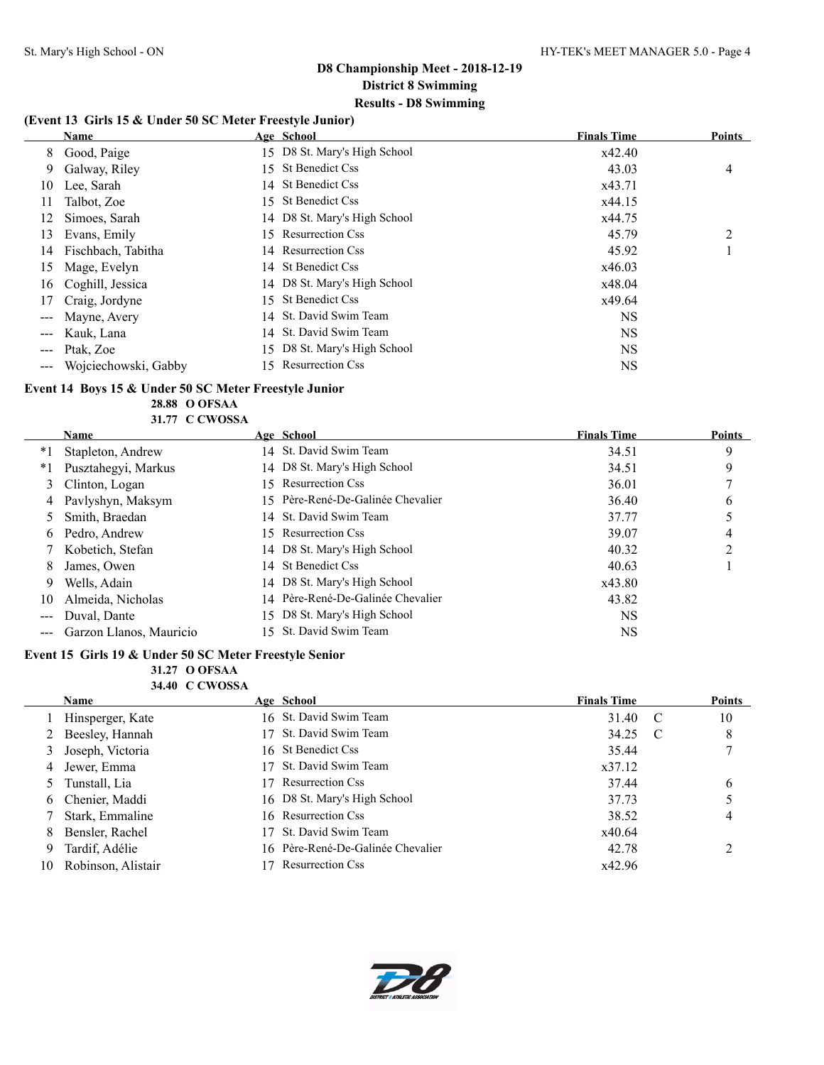## D8 Championship Meet - 2018-12-19
### District 8 Swimming
### Results - D8 Swimming

**(Event 13 Girls 15 & Under 50 SC Meter Freestyle Junior)**

| | Name | Age | School | Finals Time | Points |
|---|---|---|---|---|---|
| 8 | Good, Paige | 15 | D8 St. Mary's High School | x42.40 | |
| 9 | Galway, Riley | 15 | St Benedict Css | 43.03 | 4 |
| 10 | Lee, Sarah | 14 | St Benedict Css | x43.71 | |
| 11 | Talbot, Zoe | 15 | St Benedict Css | x44.15 | |
| 12 | Simoes, Sarah | 14 | D8 St. Mary's High School | x44.75 | |
| 13 | Evans, Emily | 15 | Resurrection Css | 45.79 | 2 |
| 14 | Fischbach, Tabitha | 14 | Resurrection Css | 45.92 | 1 |
| 15 | Mage, Evelyn | 14 | St Benedict Css | x46.03 | |
| 16 | Coghill, Jessica | 14 | D8 St. Mary's High School | x48.04 | |
| 17 | Craig, Jordyne | 15 | St Benedict Css | x49.64 | |
| --- | Mayne, Avery | 14 | St. David Swim Team | NS | |
| --- | Kauk, Lana | 14 | St. David Swim Team | NS | |
| --- | Ptak, Zoe | 15 | D8 St. Mary's High School | NS | |
| --- | Wojciechowski, Gabby | 15 | Resurrection Css | NS | |

**Event 14 Boys 15 & Under 50 SC Meter Freestyle Junior**

28.88 O OFSAA
31.77 C CWOSSA

| | Name | Age | School | Finals Time | Points |
|---|---|---|---|---|---|
| *1 | Stapleton, Andrew | 14 | St. David Swim Team | 34.51 | 9 |
| *1 | Pusztahegyi, Markus | 14 | D8 St. Mary's High School | 34.51 | 9 |
| 3 | Clinton, Logan | 15 | Resurrection Css | 36.01 | 7 |
| 4 | Pavlyshyn, Maksym | 15 | Père-René-De-Galinée Chevalier | 36.40 | 6 |
| 5 | Smith, Braedan | 14 | St. David Swim Team | 37.77 | 5 |
| 6 | Pedro, Andrew | 15 | Resurrection Css | 39.07 | 4 |
| 7 | Kobetich, Stefan | 14 | D8 St. Mary's High School | 40.32 | 2 |
| 8 | James, Owen | 14 | St Benedict Css | 40.63 | 1 |
| 9 | Wells, Adain | 14 | D8 St. Mary's High School | x43.80 | |
| 10 | Almeida, Nicholas | 14 | Père-René-De-Galinée Chevalier | 43.82 | |
| --- | Duval, Dante | 15 | D8 St. Mary's High School | NS | |
| --- | Garzon Llanos, Mauricio | 15 | St. David Swim Team | NS | |

**Event 15 Girls 19 & Under 50 SC Meter Freestyle Senior**

31.27 O OFSAA
34.40 C CWOSSA

| | Name | Age | School | Finals Time | | Points |
|---|---|---|---|---|---|---|
| 1 | Hinsperger, Kate | 16 | St. David Swim Team | 31.40 | C | 10 |
| 2 | Beesley, Hannah | 17 | St. David Swim Team | 34.25 | C | 8 |
| 3 | Joseph, Victoria | 16 | St Benedict Css | 35.44 | | 7 |
| 4 | Jewer, Emma | 17 | St. David Swim Team | x37.12 | | |
| 5 | Tunstall, Lia | 17 | Resurrection Css | 37.44 | | 6 |
| 6 | Chenier, Maddi | 16 | D8 St. Mary's High School | 37.73 | | 5 |
| 7 | Stark, Emmaline | 16 | Resurrection Css | 38.52 | | 4 |
| 8 | Bensler, Rachel | 17 | St. David Swim Team | x40.64 | | |
| 9 | Tardif, Adélie | 16 | Père-René-De-Galinée Chevalier | 42.78 | | 2 |
| 10 | Robinson, Alistair | 17 | Resurrection Css | x42.96 | | |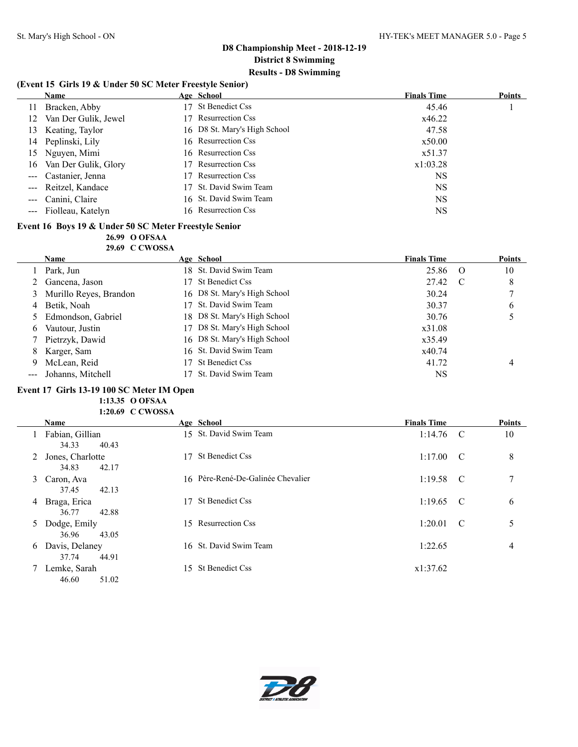# D8 Championship Meet - 2018-12-19

## District 8 Swimming

## Results - D8 Swimming

### (Event 15 Girls 19 & Under 50 SC Meter Freestyle Senior)

| | Name | Age | School | Finals Time | | Points |
|---|---|---|---|---|---|---|
| 11 | Bracken, Abby | 17 | St Benedict Css | 45.46 | | 1 |
| 12 | Van Der Gulik, Jewel | 17 | Resurrection Css | x46.22 | | |
| 13 | Keating, Taylor | 16 | D8 St. Mary's High School | 47.58 | | |
| 14 | Peplinski, Lily | 16 | Resurrection Css | x50.00 | | |
| 15 | Nguyen, Mimi | 16 | Resurrection Css | x51.37 | | |
| 16 | Van Der Gulik, Glory | 17 | Resurrection Css | x1:03.28 | | |
| --- | Castanier, Jenna | 17 | Resurrection Css | NS | | |
| --- | Reitzel, Kandace | 17 | St. David Swim Team | NS | | |
| --- | Canini, Claire | 16 | St. David Swim Team | NS | | |
| --- | Fiolleau, Katelyn | 16 | Resurrection Css | NS | | |

### Event 16 Boys 19 & Under 50 SC Meter Freestyle Senior

26.99 O OFSAA
29.69 C CWOSSA

| | Name | Age | School | Finals Time | | Points |
|---|---|---|---|---|---|---|
| 1 | Park, Jun | 18 | St. David Swim Team | 25.86 | O | 10 |
| 2 | Gancena, Jason | 17 | St Benedict Css | 27.42 | C | 8 |
| 3 | Murillo Reyes, Brandon | 16 | D8 St. Mary's High School | 30.24 | | 7 |
| 4 | Betik, Noah | 17 | St. David Swim Team | 30.37 | | 6 |
| 5 | Edmondson, Gabriel | 18 | D8 St. Mary's High School | 30.76 | | 5 |
| 6 | Vautour, Justin | 17 | D8 St. Mary's High School | x31.08 | | |
| 7 | Pietrzyk, Dawid | 16 | D8 St. Mary's High School | x35.49 | | |
| 8 | Karger, Sam | 16 | St. David Swim Team | x40.74 | | |
| 9 | McLean, Reid | 17 | St Benedict Css | 41.72 | | 4 |
| --- | Johanns, Mitchell | 17 | St. David Swim Team | NS | | |

### Event 17 Girls 13-19 100 SC Meter IM Open

1:13.35 O OFSAA
1:20.69 C CWOSSA

| | Name | Age | School | Finals Time | | Points |
|---|---|---|---|---|---|---|
| 1 | Fabian, Gillian | 15 | St. David Swim Team | 1:14.76 | C | 10 |
| | 34.33 40.43 | | | | | |
| 2 | Jones, Charlotte | 17 | St Benedict Css | 1:17.00 | C | 8 |
| | 34.83 42.17 | | | | | |
| 3 | Caron, Ava | 16 | Père-René-De-Galinée Chevalier | 1:19.58 | C | 7 |
| | 37.45 42.13 | | | | | |
| 4 | Braga, Erica | 17 | St Benedict Css | 1:19.65 | C | 6 |
| | 36.77 42.88 | | | | | |
| 5 | Dodge, Emily | 15 | Resurrection Css | 1:20.01 | C | 5 |
| | 36.96 43.05 | | | | | |
| 6 | Davis, Delaney | 16 | St. David Swim Team | 1:22.65 | | 4 |
| | 37.74 44.91 | | | | | |
| 7 | Lemke, Sarah | 15 | St Benedict Css | x1:37.62 | | |
| | 46.60 51.02 | | | | | |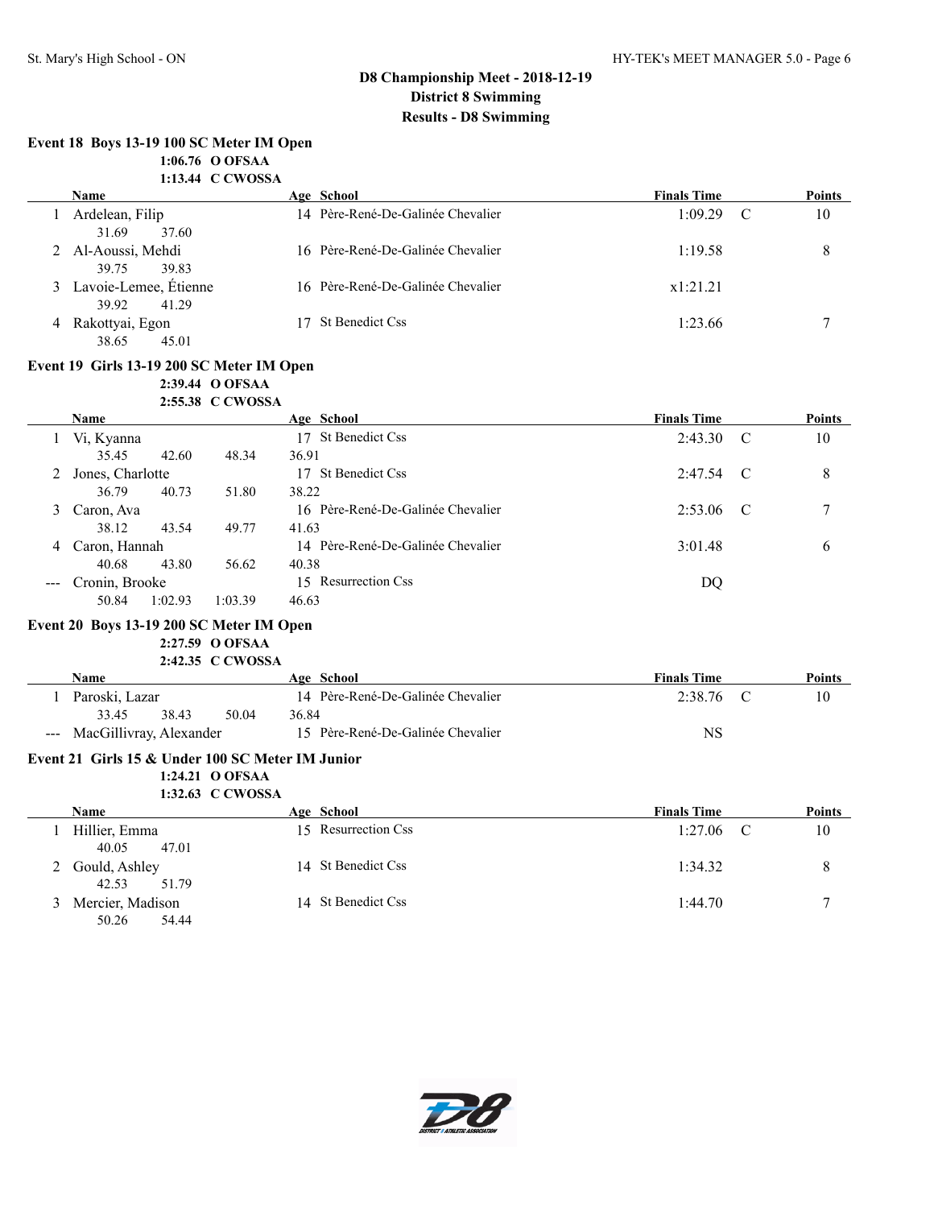## D8 Championship Meet - 2018-12-19
## District 8 Swimming
## Results - D8 Swimming

### Event 18 Boys 13-19 100 SC Meter IM Open

1:06.76 O OFSAA
1:13.44 C CWOSSA

| | Name | Age | School | Finals Time | | Points |
|---|---|---|---|---|---|---|
| 1 | Ardelean, Filip | 14 | Père-René-De-Galinée Chevalier | 1:09.29 | C | 10 |
| | 31.69 37.60 | | | | | |
| 2 | Al-Aoussi, Mehdi | 16 | Père-René-De-Galinée Chevalier | 1:19.58 | | 8 |
| | 39.75 39.83 | | | | | |
| 3 | Lavoie-Lemee, Étienne | 16 | Père-René-De-Galinée Chevalier | x1:21.21 | | |
| | 39.92 41.29 | | | | | |
| 4 | Rakottyai, Egon | 17 | St Benedict Css | 1:23.66 | | 7 |
| | 38.65 45.01 | | | | | |

### Event 19 Girls 13-19 200 SC Meter IM Open

2:39.44 O OFSAA
2:55.38 C CWOSSA

| | Name | Age | School | Finals Time | | Points |
|---|---|---|---|---|---|---|
| 1 | Vi, Kyanna | 17 | St Benedict Css | 2:43.30 | C | 10 |
| | 35.45 42.60 48.34 36.91 | | | | | |
| 2 | Jones, Charlotte | 17 | St Benedict Css | 2:47.54 | C | 8 |
| | 36.79 40.73 51.80 38.22 | | | | | |
| 3 | Caron, Ava | 16 | Père-René-De-Galinée Chevalier | 2:53.06 | C | 7 |
| | 38.12 43.54 49.77 41.63 | | | | | |
| 4 | Caron, Hannah | 14 | Père-René-De-Galinée Chevalier | 3:01.48 | | 6 |
| | 40.68 43.80 56.62 40.38 | | | | | |
| --- | Cronin, Brooke | 15 | Resurrection Css | DQ | | |
| | 50.84 1:02.93 1:03.39 46.63 | | | | | |

### Event 20 Boys 13-19 200 SC Meter IM Open

2:27.59 O OFSAA
2:42.35 C CWOSSA

| | Name | Age | School | Finals Time | | Points |
|---|---|---|---|---|---|---|
| 1 | Paroski, Lazar | 14 | Père-René-De-Galinée Chevalier | 2:38.76 | C | 10 |
| | 33.45 38.43 50.04 36.84 | | | | | |
| --- | MacGillivray, Alexander | 15 | Père-René-De-Galinée Chevalier | NS | | |

### Event 21 Girls 15 & Under 100 SC Meter IM Junior

1:24.21 O OFSAA
1:32.63 C CWOSSA

| | Name | Age | School | Finals Time | | Points |
|---|---|---|---|---|---|---|
| 1 | Hillier, Emma | 15 | Resurrection Css | 1:27.06 | C | 10 |
| | 40.05 47.01 | | | | | |
| 2 | Gould, Ashley | 14 | St Benedict Css | 1:34.32 | | 8 |
| | 42.53 51.79 | | | | | |
| 3 | Mercier, Madison | 14 | St Benedict Css | 1:44.70 | | 7 |
| | 50.26 54.44 | | | | | |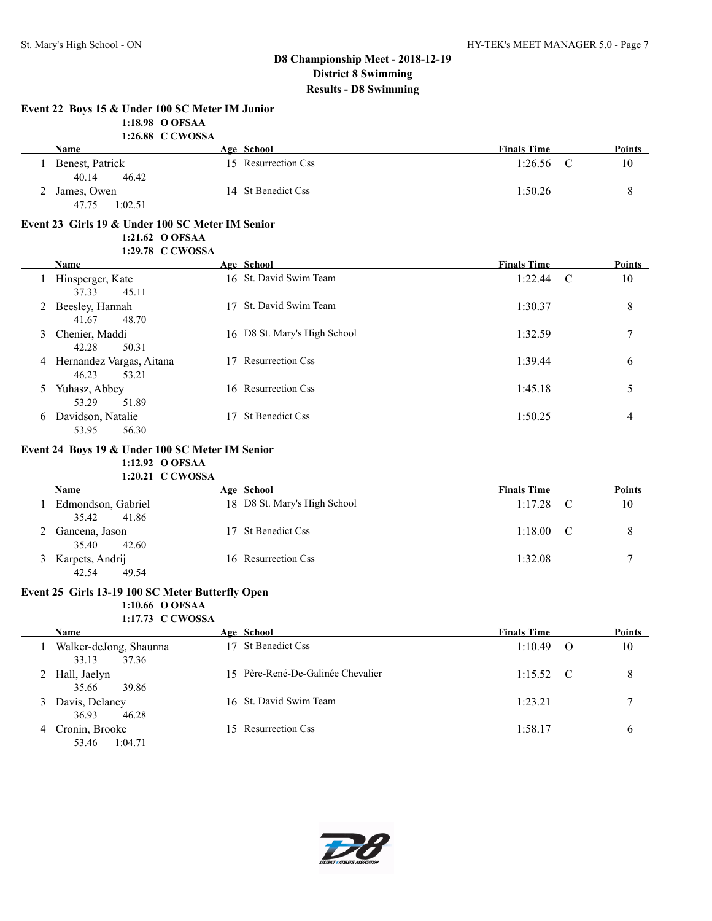## D8 Championship Meet - 2018-12-19
### District 8 Swimming
### Results - D8 Swimming

**Event 22 Boys 15 & Under 100 SC Meter IM Junior**

1:18.98 O OFSAA
1:26.88 C CWOSSA

| | Name | Age | School | Finals Time | | Points |
|---|---|---|---|---|---|---|
| 1 | Benest, Patrick | 15 | Resurrection Css | 1:26.56 | C | 10 |
| | 40.14 46.42 | | | | | |
| 2 | James, Owen | 14 | St Benedict Css | 1:50.26 | | 8 |
| | 47.75 1:02.51 | | | | | |

**Event 23 Girls 19 & Under 100 SC Meter IM Senior**

1:21.62 O OFSAA
1:29.78 C CWOSSA

| | Name | Age | School | Finals Time | | Points |
|---|---|---|---|---|---|---|
| 1 | Hinsperger, Kate | 16 | St. David Swim Team | 1:22.44 | C | 10 |
| | 37.33 45.11 | | | | | |
| 2 | Beesley, Hannah | 17 | St. David Swim Team | 1:30.37 | | 8 |
| | 41.67 48.70 | | | | | |
| 3 | Chenier, Maddi | 16 | D8 St. Mary's High School | 1:32.59 | | 7 |
| | 42.28 50.31 | | | | | |
| 4 | Hernandez Vargas, Aitana | 17 | Resurrection Css | 1:39.44 | | 6 |
| | 46.23 53.21 | | | | | |
| 5 | Yuhasz, Abbey | 16 | Resurrection Css | 1:45.18 | | 5 |
| | 53.29 51.89 | | | | | |
| 6 | Davidson, Natalie | 17 | St Benedict Css | 1:50.25 | | 4 |
| | 53.95 56.30 | | | | | |

**Event 24 Boys 19 & Under 100 SC Meter IM Senior**

1:12.92 O OFSAA
1:20.21 C CWOSSA

| | Name | Age | School | Finals Time | | Points |
|---|---|---|---|---|---|---|
| 1 | Edmondson, Gabriel | 18 | D8 St. Mary's High School | 1:17.28 | C | 10 |
| | 35.42 41.86 | | | | | |
| 2 | Gancena, Jason | 17 | St Benedict Css | 1:18.00 | C | 8 |
| | 35.40 42.60 | | | | | |
| 3 | Karpets, Andrij | 16 | Resurrection Css | 1:32.08 | | 7 |
| | 42.54 49.54 | | | | | |

**Event 25 Girls 13-19 100 SC Meter Butterfly Open**

1:10.66 O OFSAA
1:17.73 C CWOSSA

| | Name | Age | School | Finals Time | | Points |
|---|---|---|---|---|---|---|
| 1 | Walker-deJong, Shaunna | 17 | St Benedict Css | 1:10.49 | O | 10 |
| | 33.13 37.36 | | | | | |
| 2 | Hall, Jaelyn | 15 | Père-René-De-Galinée Chevalier | 1:15.52 | C | 8 |
| | 35.66 39.86 | | | | | |
| 3 | Davis, Delaney | 16 | St. David Swim Team | 1:23.21 | | 7 |
| | 36.93 46.28 | | | | | |
| 4 | Cronin, Brooke | 15 | Resurrection Css | 1:58.17 | | 6 |
| | 53.46 1:04.71 | | | | | |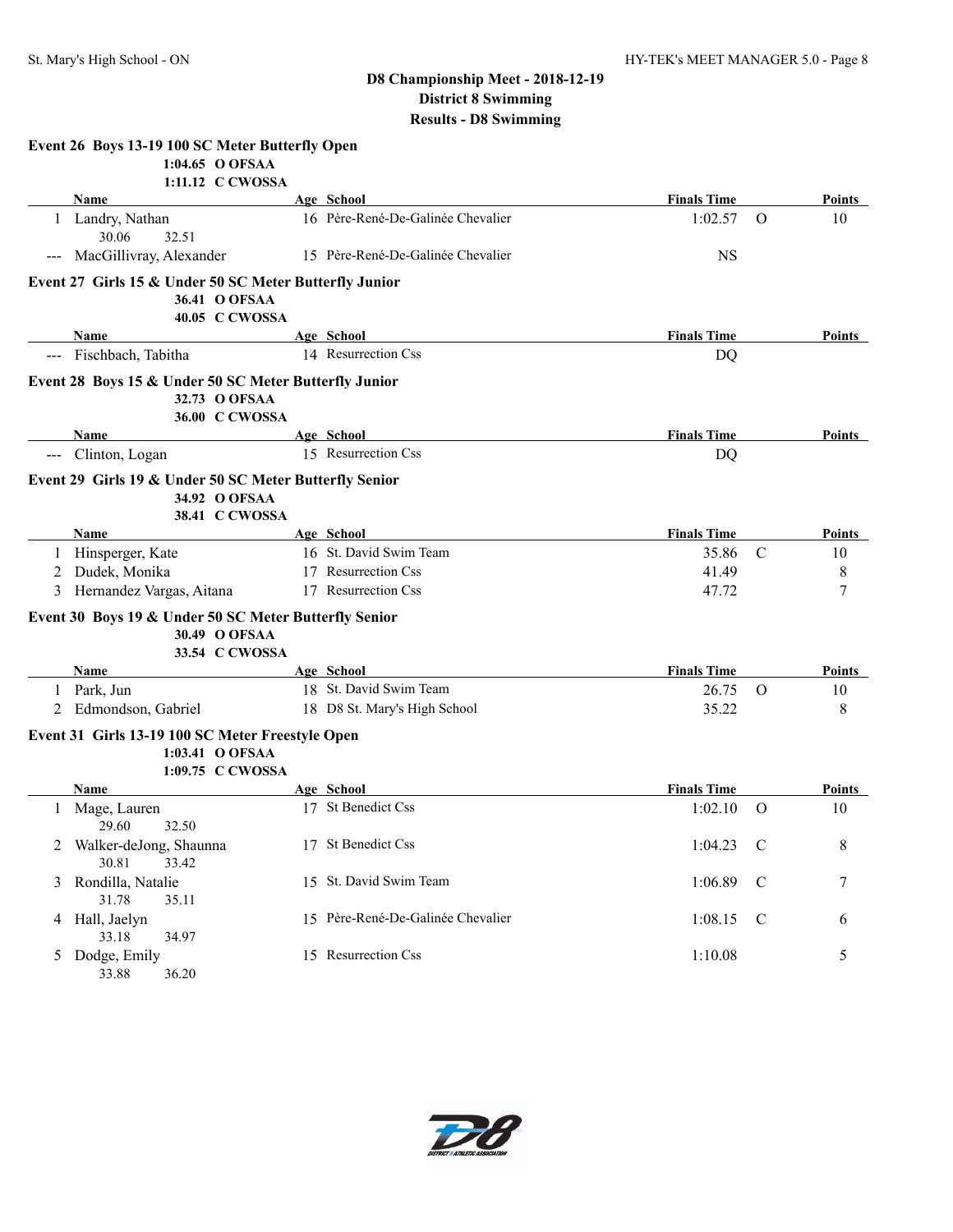## D8 Championship Meet - 2018-12-19
## District 8 Swimming
## Results - D8 Swimming

### Event 26 Boys 13-19 100 SC Meter Butterfly Open

1:04.65 O OFSAA
1:11.12 C CWOSSA

| | Name | Age | School | Finals Time | | Points |
|---|---|---|---|---|---|---|
| 1 | Landry, Nathan | 16 | Père-René-De-Galinée Chevalier | 1:02.57 | O | 10 |
| | 30.06 32.51 | | | | | |
| --- | MacGillivray, Alexander | 15 | Père-René-De-Galinée Chevalier | NS | | |

### Event 27 Girls 15 & Under 50 SC Meter Butterfly Junior

36.41 O OFSAA
40.05 C CWOSSA

| | Name | Age | School | Finals Time | Points |
|---|---|---|---|---|---|
| --- | Fischbach, Tabitha | 14 | Resurrection Css | DQ | |

### Event 28 Boys 15 & Under 50 SC Meter Butterfly Junior

32.73 O OFSAA
36.00 C CWOSSA

| | Name | Age | School | Finals Time | Points |
|---|---|---|---|---|---|
| --- | Clinton, Logan | 15 | Resurrection Css | DQ | |

### Event 29 Girls 19 & Under 50 SC Meter Butterfly Senior

34.92 O OFSAA
38.41 C CWOSSA

| | Name | Age | School | Finals Time | | Points |
|---|---|---|---|---|---|---|
| 1 | Hinsperger, Kate | 16 | St. David Swim Team | 35.86 | C | 10 |
| 2 | Dudek, Monika | 17 | Resurrection Css | 41.49 | | 8 |
| 3 | Hernandez Vargas, Aitana | 17 | Resurrection Css | 47.72 | | 7 |

### Event 30 Boys 19 & Under 50 SC Meter Butterfly Senior

30.49 O OFSAA
33.54 C CWOSSA

| | Name | Age | School | Finals Time | | Points |
|---|---|---|---|---|---|---|
| 1 | Park, Jun | 18 | St. David Swim Team | 26.75 | O | 10 |
| 2 | Edmondson, Gabriel | 18 | D8 St. Mary's High School | 35.22 | | 8 |

### Event 31 Girls 13-19 100 SC Meter Freestyle Open

1:03.41 O OFSAA
1:09.75 C CWOSSA

| | Name | Age | School | Finals Time | | Points |
|---|---|---|---|---|---|---|
| 1 | Mage, Lauren | 17 | St Benedict Css | 1:02.10 | O | 10 |
| | 29.60 32.50 | | | | | |
| 2 | Walker-deJong, Shaunna | 17 | St Benedict Css | 1:04.23 | C | 8 |
| | 30.81 33.42 | | | | | |
| 3 | Rondilla, Natalie | 15 | St. David Swim Team | 1:06.89 | C | 7 |
| | 31.78 35.11 | | | | | |
| 4 | Hall, Jaelyn | 15 | Père-René-De-Galinée Chevalier | 1:08.15 | C | 6 |
| | 33.18 34.97 | | | | | |
| 5 | Dodge, Emily | 15 | Resurrection Css | 1:10.08 | | 5 |
| | 33.88 36.20 | | | | | |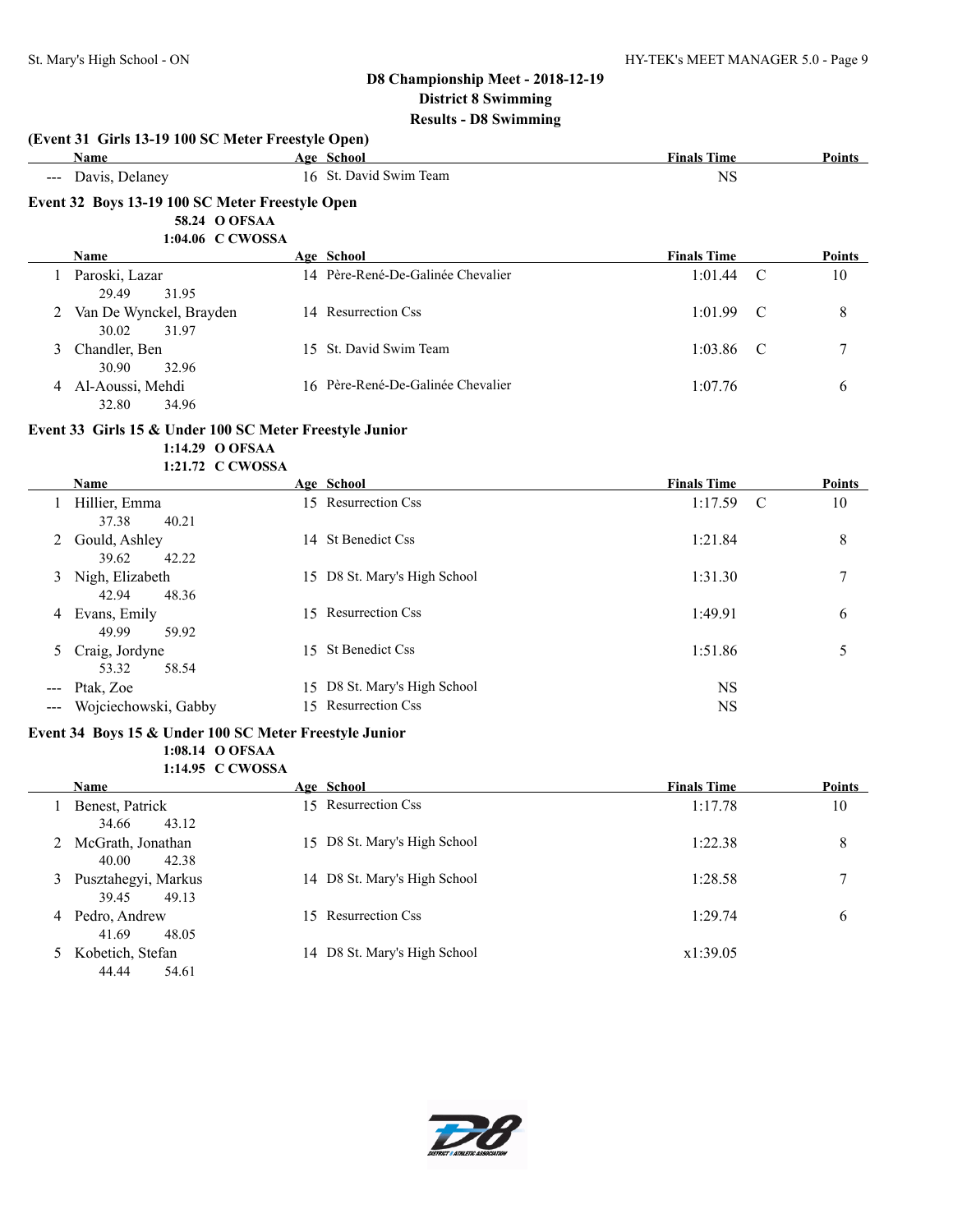## D8 Championship Meet - 2018-12-19
## District 8 Swimming
## Results - D8 Swimming

### (Event 31 Girls 13-19 100 SC Meter Freestyle Open)

| | Name | Age | School | Finals Time | | Points |
|---|---|---|---|---|---|---|
| --- | Davis, Delaney | 16 | St. David Swim Team | NS | | |

### Event 32 Boys 13-19 100 SC Meter Freestyle Open

58.24 O OFSAA
1:04.06 C CWOSSA

| | Name | Age | School | Finals Time | | Points |
|---|---|---|---|---|---|---|
| 1 | Paroski, Lazar | 14 | Père-René-De-Galinée Chevalier | 1:01.44 | C | 10 |
| | 29.49 31.95 | | | | | |
| 2 | Van De Wynckel, Brayden | 14 | Resurrection Css | 1:01.99 | C | 8 |
| | 30.02 31.97 | | | | | |
| 3 | Chandler, Ben | 15 | St. David Swim Team | 1:03.86 | C | 7 |
| | 30.90 32.96 | | | | | |
| 4 | Al-Aoussi, Mehdi | 16 | Père-René-De-Galinée Chevalier | 1:07.76 | | 6 |
| | 32.80 34.96 | | | | | |

### Event 33 Girls 15 & Under 100 SC Meter Freestyle Junior

1:14.29 O OFSAA
1:21.72 C CWOSSA

| | Name | Age | School | Finals Time | | Points |
|---|---|---|---|---|---|---|
| 1 | Hillier, Emma | 15 | Resurrection Css | 1:17.59 | C | 10 |
| | 37.38 40.21 | | | | | |
| 2 | Gould, Ashley | 14 | St Benedict Css | 1:21.84 | | 8 |
| | 39.62 42.22 | | | | | |
| 3 | Nigh, Elizabeth | 15 | D8 St. Mary's High School | 1:31.30 | | 7 |
| | 42.94 48.36 | | | | | |
| 4 | Evans, Emily | 15 | Resurrection Css | 1:49.91 | | 6 |
| | 49.99 59.92 | | | | | |
| 5 | Craig, Jordyne | 15 | St Benedict Css | 1:51.86 | | 5 |
| | 53.32 58.54 | | | | | |
| --- | Ptak, Zoe | 15 | D8 St. Mary's High School | NS | | |
| --- | Wojciechowski, Gabby | 15 | Resurrection Css | NS | | |

### Event 34 Boys 15 & Under 100 SC Meter Freestyle Junior

1:08.14 O OFSAA
1:14.95 C CWOSSA

| | Name | Age | School | Finals Time | Points |
|---|---|---|---|---|---|
| 1 | Benest, Patrick | 15 | Resurrection Css | 1:17.78 | 10 |
| | 34.66 43.12 | | | | |
| 2 | McGrath, Jonathan | 15 | D8 St. Mary's High School | 1:22.38 | 8 |
| | 40.00 42.38 | | | | |
| 3 | Pusztahegyi, Markus | 14 | D8 St. Mary's High School | 1:28.58 | 7 |
| | 39.45 49.13 | | | | |
| 4 | Pedro, Andrew | 15 | Resurrection Css | 1:29.74 | 6 |
| | 41.69 48.05 | | | | |
| 5 | Kobetich, Stefan | 14 | D8 St. Mary's High School | x1:39.05 | |
| | 44.44 54.61 | | | | |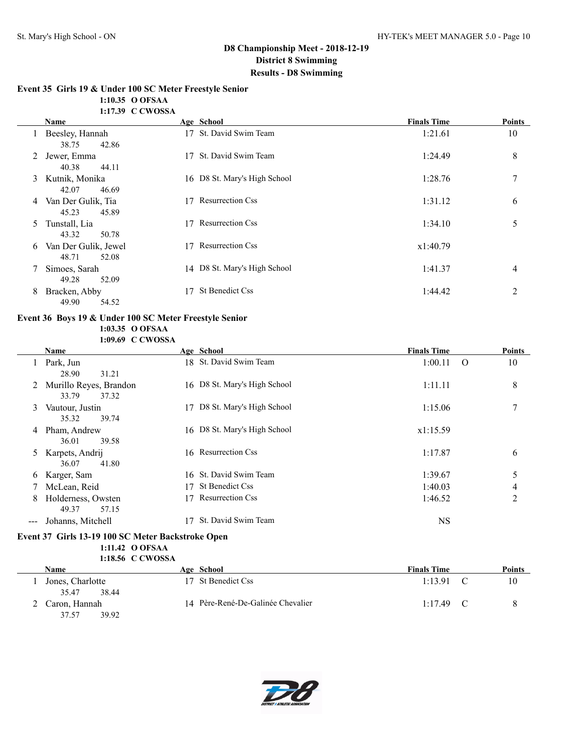## D8 Championship Meet - 2018-12-19
## District 8 Swimming
## Results - D8 Swimming

### Event 35 Girls 19 & Under 100 SC Meter Freestyle Senior

1:10.35 O OFSAA
1:17.39 C CWOSSA

| | Name | Age | School | Finals Time | | Points |
|---|---|---|---|---|---|---|
| 1 | Beesley, Hannah | 17 | St. David Swim Team | 1:21.61 | | 10 |
| | 38.75 42.86 | | | | | |
| 2 | Jewer, Emma | 17 | St. David Swim Team | 1:24.49 | | 8 |
| | 40.38 44.11 | | | | | |
| 3 | Kutnik, Monika | 16 | D8 St. Mary's High School | 1:28.76 | | 7 |
| | 42.07 46.69 | | | | | |
| 4 | Van Der Gulik, Tia | 17 | Resurrection Css | 1:31.12 | | 6 |
| | 45.23 45.89 | | | | | |
| 5 | Tunstall, Lia | 17 | Resurrection Css | 1:34.10 | | 5 |
| | 43.32 50.78 | | | | | |
| 6 | Van Der Gulik, Jewel | 17 | Resurrection Css | x1:40.79 | | |
| | 48.71 52.08 | | | | | |
| 7 | Simoes, Sarah | 14 | D8 St. Mary's High School | 1:41.37 | | 4 |
| | 49.28 52.09 | | | | | |
| 8 | Bracken, Abby | 17 | St Benedict Css | 1:44.42 | | 2 |
| | 49.90 54.52 | | | | | |

### Event 36 Boys 19 & Under 100 SC Meter Freestyle Senior

1:03.35 O OFSAA
1:09.69 C CWOSSA

| | Name | Age | School | Finals Time | | Points |
|---|---|---|---|---|---|---|
| 1 | Park, Jun | 18 | St. David Swim Team | 1:00.11 | O | 10 |
| | 28.90 31.21 | | | | | |
| 2 | Murillo Reyes, Brandon | 16 | D8 St. Mary's High School | 1:11.11 | | 8 |
| | 33.79 37.32 | | | | | |
| 3 | Vautour, Justin | 17 | D8 St. Mary's High School | 1:15.06 | | 7 |
| | 35.32 39.74 | | | | | |
| 4 | Pham, Andrew | 16 | D8 St. Mary's High School | x1:15.59 | | |
| | 36.01 39.58 | | | | | |
| 5 | Karpets, Andrij | 16 | Resurrection Css | 1:17.87 | | 6 |
| | 36.07 41.80 | | | | | |
| 6 | Karger, Sam | 16 | St. David Swim Team | 1:39.67 | | 5 |
| 7 | McLean, Reid | 17 | St Benedict Css | 1:40.03 | | 4 |
| 8 | Holderness, Owsten | 17 | Resurrection Css | 1:46.52 | | 2 |
| | 49.37 57.15 | | | | | |
| --- | Johanns, Mitchell | 17 | St. David Swim Team | NS | | |

### Event 37 Girls 13-19 100 SC Meter Backstroke Open

1:11.42 O OFSAA
1:18.56 C CWOSSA

| | Name | Age | School | Finals Time | | Points |
|---|---|---|---|---|---|---|
| 1 | Jones, Charlotte | 17 | St Benedict Css | 1:13.91 | C | 10 |
| | 35.47 38.44 | | | | | |
| 2 | Caron, Hannah | 14 | Père-René-De-Galinée Chevalier | 1:17.49 | C | 8 |
| | 37.57 39.92 | | | | | |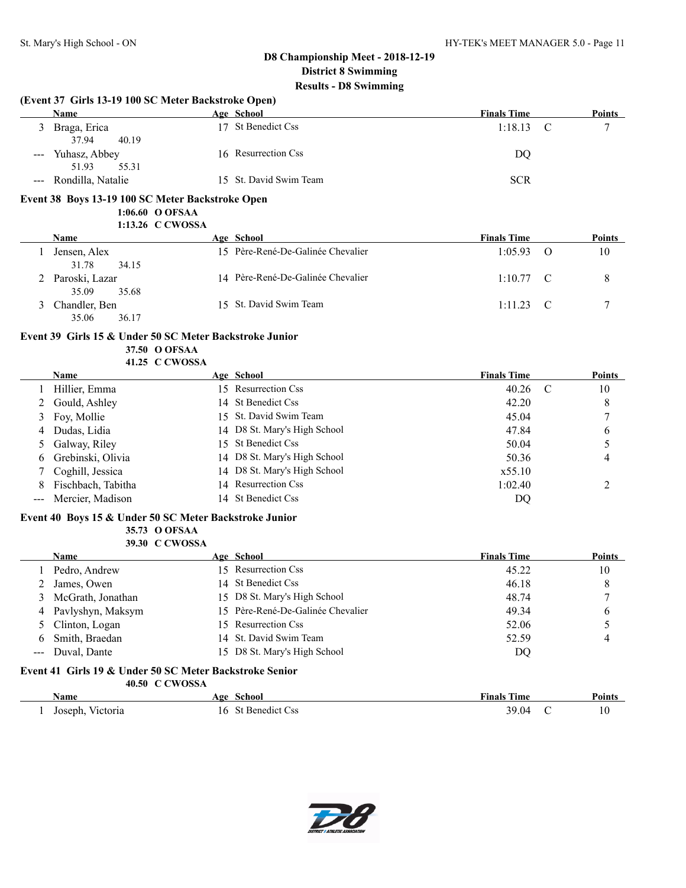## D8 Championship Meet - 2018-12-19
### District 8 Swimming
### Results - D8 Swimming

**(Event 37 Girls 13-19 100 SC Meter Backstroke Open)**

| | Name | Age | School | Finals Time | | Points |
|---|---|---|---|---|---|---|
| 3 | Braga, Erica | 17 | St Benedict Css | 1:18.13 | C | 7 |
| | 37.94 40.19 | | | | | |
| --- | Yuhasz, Abbey | 16 | Resurrection Css | DQ | | |
| | 51.93 55.31 | | | | | |
| --- | Rondilla, Natalie | 15 | St. David Swim Team | SCR | | |

**Event 38 Boys 13-19 100 SC Meter Backstroke Open**

1:06.60 O OFSAA
1:13.26 C CWOSSA

| | Name | Age | School | Finals Time | | Points |
|---|---|---|---|---|---|---|
| 1 | Jensen, Alex | 15 | Père-René-De-Galinée Chevalier | 1:05.93 | O | 10 |
| | 31.78 34.15 | | | | | |
| 2 | Paroski, Lazar | 14 | Père-René-De-Galinée Chevalier | 1:10.77 | C | 8 |
| | 35.09 35.68 | | | | | |
| 3 | Chandler, Ben | 15 | St. David Swim Team | 1:11.23 | C | 7 |
| | 35.06 36.17 | | | | | |

**Event 39 Girls 15 & Under 50 SC Meter Backstroke Junior**

37.50 O OFSAA
41.25 C CWOSSA

| | Name | Age | School | Finals Time | | Points |
|---|---|---|---|---|---|---|
| 1 | Hillier, Emma | 15 | Resurrection Css | 40.26 | C | 10 |
| 2 | Gould, Ashley | 14 | St Benedict Css | 42.20 | | 8 |
| 3 | Foy, Mollie | 15 | St. David Swim Team | 45.04 | | 7 |
| 4 | Dudas, Lidia | 14 | D8 St. Mary's High School | 47.84 | | 6 |
| 5 | Galway, Riley | 15 | St Benedict Css | 50.04 | | 5 |
| 6 | Grebinski, Olivia | 14 | D8 St. Mary's High School | 50.36 | | 4 |
| 7 | Coghill, Jessica | 14 | D8 St. Mary's High School | x55.10 | | |
| 8 | Fischbach, Tabitha | 14 | Resurrection Css | 1:02.40 | | 2 |
| --- | Mercier, Madison | 14 | St Benedict Css | DQ | | |

**Event 40 Boys 15 & Under 50 SC Meter Backstroke Junior**

35.73 O OFSAA
39.30 C CWOSSA

| | Name | Age | School | Finals Time | | Points |
|---|---|---|---|---|---|---|
| 1 | Pedro, Andrew | 15 | Resurrection Css | 45.22 | | 10 |
| 2 | James, Owen | 14 | St Benedict Css | 46.18 | | 8 |
| 3 | McGrath, Jonathan | 15 | D8 St. Mary's High School | 48.74 | | 7 |
| 4 | Pavlyshyn, Maksym | 15 | Père-René-De-Galinée Chevalier | 49.34 | | 6 |
| 5 | Clinton, Logan | 15 | Resurrection Css | 52.06 | | 5 |
| 6 | Smith, Braedan | 14 | St. David Swim Team | 52.59 | | 4 |
| --- | Duval, Dante | 15 | D8 St. Mary's High School | DQ | | |

**Event 41 Girls 19 & Under 50 SC Meter Backstroke Senior**

40.50 C CWOSSA

| | Name | Age | School | Finals Time | | Points |
|---|---|---|---|---|---|---|
| 1 | Joseph, Victoria | 16 | St Benedict Css | 39.04 | C | 10 |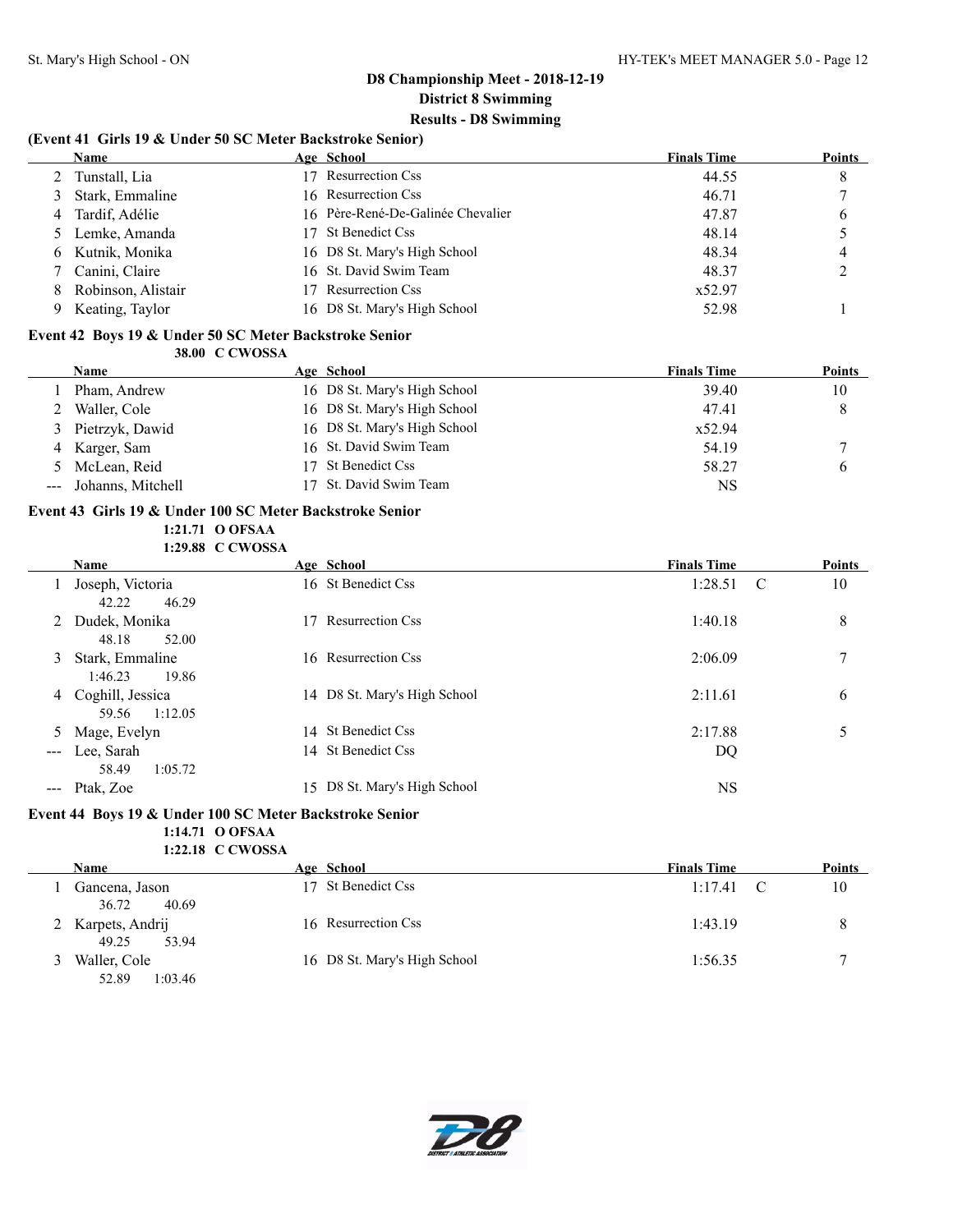## D8 Championship Meet - 2018-12-19
## District 8 Swimming
## Results - D8 Swimming

### (Event 41 Girls 19 & Under 50 SC Meter Backstroke Senior)

| | Name | Age | School | Finals Time | Points |
|---|---|---|---|---|---|
| 2 | Tunstall, Lia | 17 | Resurrection Css | 44.55 | 8 |
| 3 | Stark, Emmaline | 16 | Resurrection Css | 46.71 | 7 |
| 4 | Tardif, Adélie | 16 | Père-René-De-Galinée Chevalier | 47.87 | 6 |
| 5 | Lemke, Amanda | 17 | St Benedict Css | 48.14 | 5 |
| 6 | Kutnik, Monika | 16 | D8 St. Mary's High School | 48.34 | 4 |
| 7 | Canini, Claire | 16 | St. David Swim Team | 48.37 | 2 |
| 8 | Robinson, Alistair | 17 | Resurrection Css | x52.97 | |
| 9 | Keating, Taylor | 16 | D8 St. Mary's High School | 52.98 | 1 |

### Event 42 Boys 19 & Under 50 SC Meter Backstroke Senior

38.00 C CWOSSA

| | Name | Age | School | Finals Time | Points |
|---|---|---|---|---|---|
| 1 | Pham, Andrew | 16 | D8 St. Mary's High School | 39.40 | 10 |
| 2 | Waller, Cole | 16 | D8 St. Mary's High School | 47.41 | 8 |
| 3 | Pietrzyk, Dawid | 16 | D8 St. Mary's High School | x52.94 | |
| 4 | Karger, Sam | 16 | St. David Swim Team | 54.19 | 7 |
| 5 | McLean, Reid | 17 | St Benedict Css | 58.27 | 6 |
| --- | Johanns, Mitchell | 17 | St. David Swim Team | NS | |

### Event 43 Girls 19 & Under 100 SC Meter Backstroke Senior

1:21.71 O OFSAA
1:29.88 C CWOSSA

| | Name | Age | School | Finals Time | Points |
|---|---|---|---|---|---|
| 1 | Joseph, Victoria | 16 | St Benedict Css | 1:28.51 C | 10 |
| | 42.22 46.29 | | | | |
| 2 | Dudek, Monika | 17 | Resurrection Css | 1:40.18 | 8 |
| | 48.18 52.00 | | | | |
| 3 | Stark, Emmaline | 16 | Resurrection Css | 2:06.09 | 7 |
| | 1:46.23 19.86 | | | | |
| 4 | Coghill, Jessica | 14 | D8 St. Mary's High School | 2:11.61 | 6 |
| | 59.56 1:12.05 | | | | |
| 5 | Mage, Evelyn | 14 | St Benedict Css | 2:17.88 | 5 |
| --- | Lee, Sarah | 14 | St Benedict Css | DQ | |
| | 58.49 1:05.72 | | | | |
| --- | Ptak, Zoe | 15 | D8 St. Mary's High School | NS | |

### Event 44 Boys 19 & Under 100 SC Meter Backstroke Senior

1:14.71 O OFSAA
1:22.18 C CWOSSA

| | Name | Age | School | Finals Time | Points |
|---|---|---|---|---|---|
| 1 | Gancena, Jason | 17 | St Benedict Css | 1:17.41 C | 10 |
| | 36.72 40.69 | | | | |
| 2 | Karpets, Andrij | 16 | Resurrection Css | 1:43.19 | 8 |
| | 49.25 53.94 | | | | |
| 3 | Waller, Cole | 16 | D8 St. Mary's High School | 1:56.35 | 7 |
| | 52.89 1:03.46 | | | | |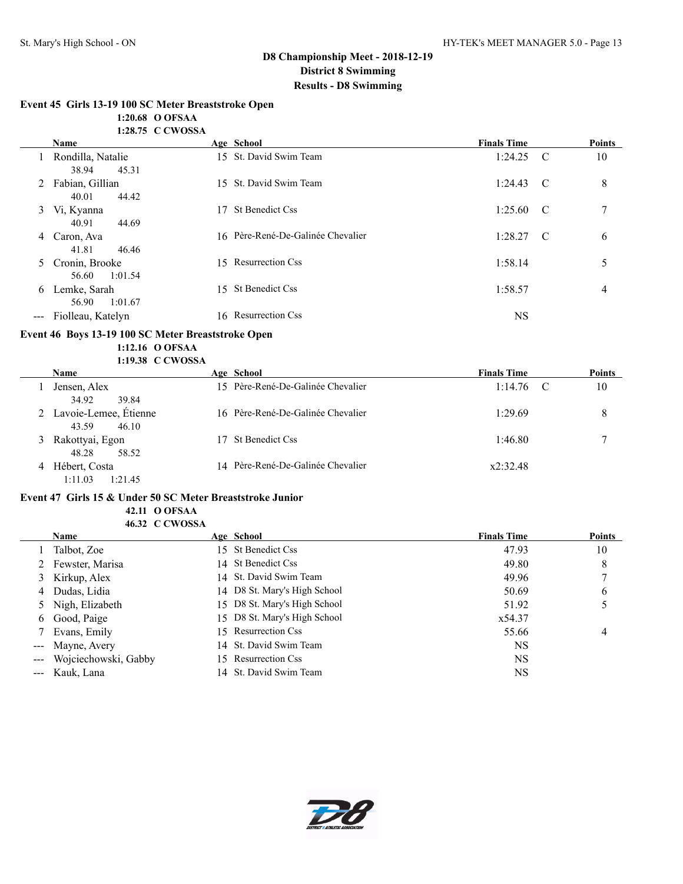## D8 Championship Meet - 2018-12-19
## District 8 Swimming
## Results - D8 Swimming

### Event 45 Girls 13-19 100 SC Meter Breaststroke Open

**1:20.68 O OFSAA**
**1:28.75 C CWOSSA**

| | Name | Age | School | Finals Time | | Points |
|---|---|---|---|---|---|---|
| 1 | Rondilla, Natalie | 15 | St. David Swim Team | 1:24.25 | C | 10 |
| | 38.94 45.31 | | | | | |
| 2 | Fabian, Gillian | 15 | St. David Swim Team | 1:24.43 | C | 8 |
| | 40.01 44.42 | | | | | |
| 3 | Vi, Kyanna | 17 | St Benedict Css | 1:25.60 | C | 7 |
| | 40.91 44.69 | | | | | |
| 4 | Caron, Ava | 16 | Père-René-De-Galinée Chevalier | 1:28.27 | C | 6 |
| | 41.81 46.46 | | | | | |
| 5 | Cronin, Brooke | 15 | Resurrection Css | 1:58.14 | | 5 |
| | 56.60 1:01.54 | | | | | |
| 6 | Lemke, Sarah | 15 | St Benedict Css | 1:58.57 | | 4 |
| | 56.90 1:01.67 | | | | | |
| --- | Fiolleau, Katelyn | 16 | Resurrection Css | NS | | |

### Event 46 Boys 13-19 100 SC Meter Breaststroke Open

**1:12.16 O OFSAA**
**1:19.38 C CWOSSA**

| | Name | Age | School | Finals Time | | Points |
|---|---|---|---|---|---|---|
| 1 | Jensen, Alex | 15 | Père-René-De-Galinée Chevalier | 1:14.76 | C | 10 |
| | 34.92 39.84 | | | | | |
| 2 | Lavoie-Lemee, Étienne | 16 | Père-René-De-Galinée Chevalier | 1:29.69 | | 8 |
| | 43.59 46.10 | | | | | |
| 3 | Rakottyai, Egon | 17 | St Benedict Css | 1:46.80 | | 7 |
| | 48.28 58.52 | | | | | |
| 4 | Hébert, Costa | 14 | Père-René-De-Galinée Chevalier | x2:32.48 | | |
| | 1:11.03 1:21.45 | | | | | |

### Event 47 Girls 15 & Under 50 SC Meter Breaststroke Junior

**42.11 O OFSAA**
**46.32 C CWOSSA**

| | Name | Age | School | Finals Time | Points |
|---|---|---|---|---|---|
| 1 | Talbot, Zoe | 15 | St Benedict Css | 47.93 | 10 |
| 2 | Fewster, Marisa | 14 | St Benedict Css | 49.80 | 8 |
| 3 | Kirkup, Alex | 14 | St. David Swim Team | 49.96 | 7 |
| 4 | Dudas, Lidia | 14 | D8 St. Mary's High School | 50.69 | 6 |
| 5 | Nigh, Elizabeth | 15 | D8 St. Mary's High School | 51.92 | 5 |
| 6 | Good, Paige | 15 | D8 St. Mary's High School | x54.37 | |
| 7 | Evans, Emily | 15 | Resurrection Css | 55.66 | 4 |
| --- | Mayne, Avery | 14 | St. David Swim Team | NS | |
| --- | Wojciechowski, Gabby | 15 | Resurrection Css | NS | |
| --- | Kauk, Lana | 14 | St. David Swim Team | NS | |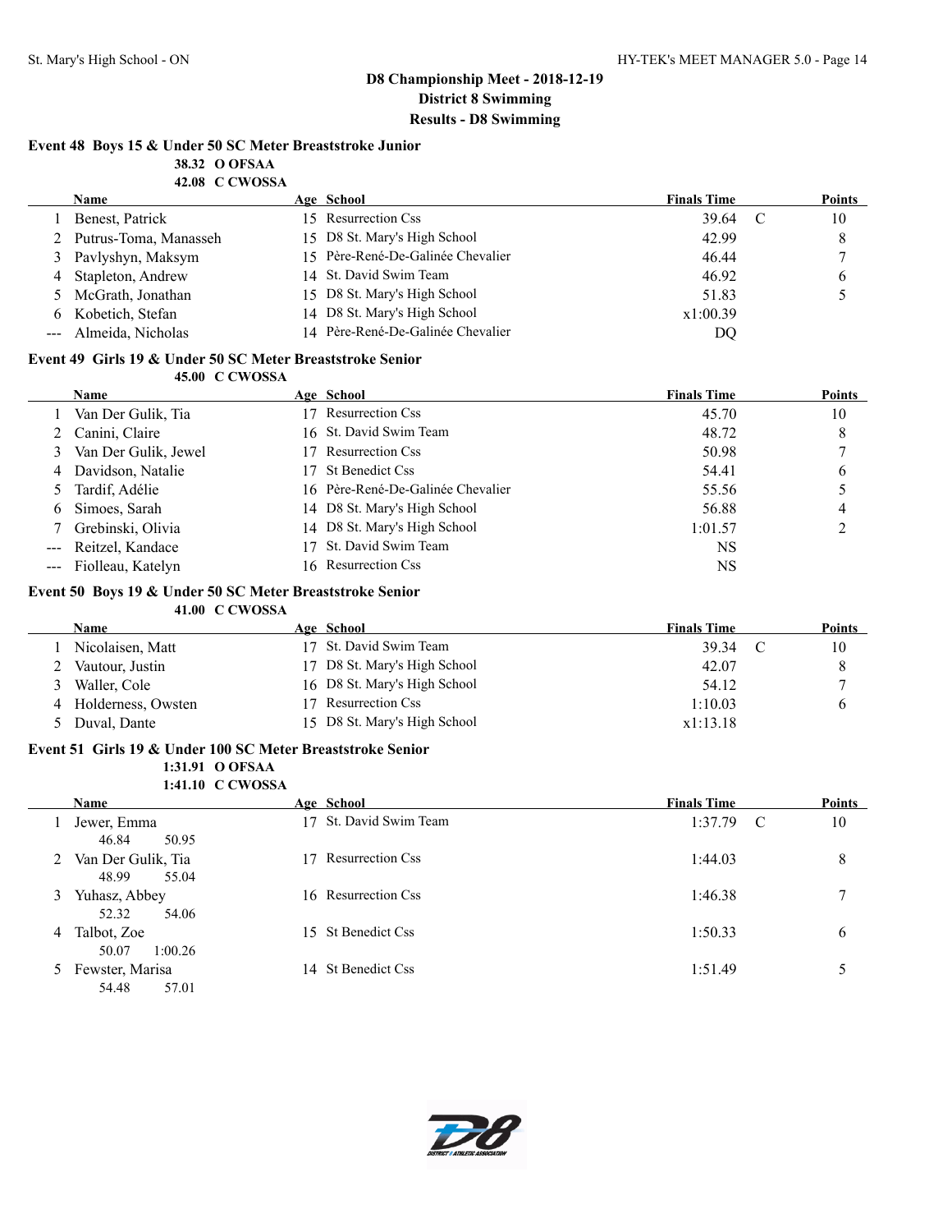## D8 Championship Meet - 2018-12-19
## District 8 Swimming
## Results - D8 Swimming

### Event 48 Boys 15 & Under 50 SC Meter Breaststroke Junior

**38.32 O OFSAA**
**42.08 C CWOSSA**

| | Name | Age | School | Finals Time | | Points |
|---|---|---|---|---|---|---|
| 1 | Benest, Patrick | 15 | Resurrection Css | 39.64 | C | 10 |
| 2 | Putrus-Toma, Manasseh | 15 | D8 St. Mary's High School | 42.99 | | 8 |
| 3 | Pavlyshyn, Maksym | 15 | Père-René-De-Galinée Chevalier | 46.44 | | 7 |
| 4 | Stapleton, Andrew | 14 | St. David Swim Team | 46.92 | | 6 |
| 5 | McGrath, Jonathan | 15 | D8 St. Mary's High School | 51.83 | | 5 |
| 6 | Kobetich, Stefan | 14 | D8 St. Mary's High School | x1:00.39 | | |
| --- | Almeida, Nicholas | 14 | Père-René-De-Galinée Chevalier | DQ | | |

### Event 49 Girls 19 & Under 50 SC Meter Breaststroke Senior

**45.00 C CWOSSA**

| | Name | Age | School | Finals Time | Points |
|---|---|---|---|---|---|
| 1 | Van Der Gulik, Tia | 17 | Resurrection Css | 45.70 | 10 |
| 2 | Canini, Claire | 16 | St. David Swim Team | 48.72 | 8 |
| 3 | Van Der Gulik, Jewel | 17 | Resurrection Css | 50.98 | 7 |
| 4 | Davidson, Natalie | 17 | St Benedict Css | 54.41 | 6 |
| 5 | Tardif, Adélie | 16 | Père-René-De-Galinée Chevalier | 55.56 | 5 |
| 6 | Simoes, Sarah | 14 | D8 St. Mary's High School | 56.88 | 4 |
| 7 | Grebinski, Olivia | 14 | D8 St. Mary's High School | 1:01.57 | 2 |
| --- | Reitzel, Kandace | 17 | St. David Swim Team | NS | |
| --- | Fiolleau, Katelyn | 16 | Resurrection Css | NS | |

### Event 50 Boys 19 & Under 50 SC Meter Breaststroke Senior

**41.00 C CWOSSA**

| | Name | Age | School | Finals Time | | Points |
|---|---|---|---|---|---|---|
| 1 | Nicolaisen, Matt | 17 | St. David Swim Team | 39.34 | C | 10 |
| 2 | Vautour, Justin | 17 | D8 St. Mary's High School | 42.07 | | 8 |
| 3 | Waller, Cole | 16 | D8 St. Mary's High School | 54.12 | | 7 |
| 4 | Holderness, Owsten | 17 | Resurrection Css | 1:10.03 | | 6 |
| 5 | Duval, Dante | 15 | D8 St. Mary's High School | x1:13.18 | | |

### Event 51 Girls 19 & Under 100 SC Meter Breaststroke Senior

**1:31.91 O OFSAA**
**1:41.10 C CWOSSA**

| | Name | Age | School | Finals Time | | Points |
|---|---|---|---|---|---|---|
| 1 | Jewer, Emma<br>46.84 50.95 | 17 | St. David Swim Team | 1:37.79 | C | 10 |
| 2 | Van Der Gulik, Tia<br>48.99 55.04 | 17 | Resurrection Css | 1:44.03 | | 8 |
| 3 | Yuhasz, Abbey<br>52.32 54.06 | 16 | Resurrection Css | 1:46.38 | | 7 |
| 4 | Talbot, Zoe<br>50.07 1:00.26 | 15 | St Benedict Css | 1:50.33 | | 6 |
| 5 | Fewster, Marisa<br>54.48 57.01 | 14 | St Benedict Css | 1:51.49 | | 5 |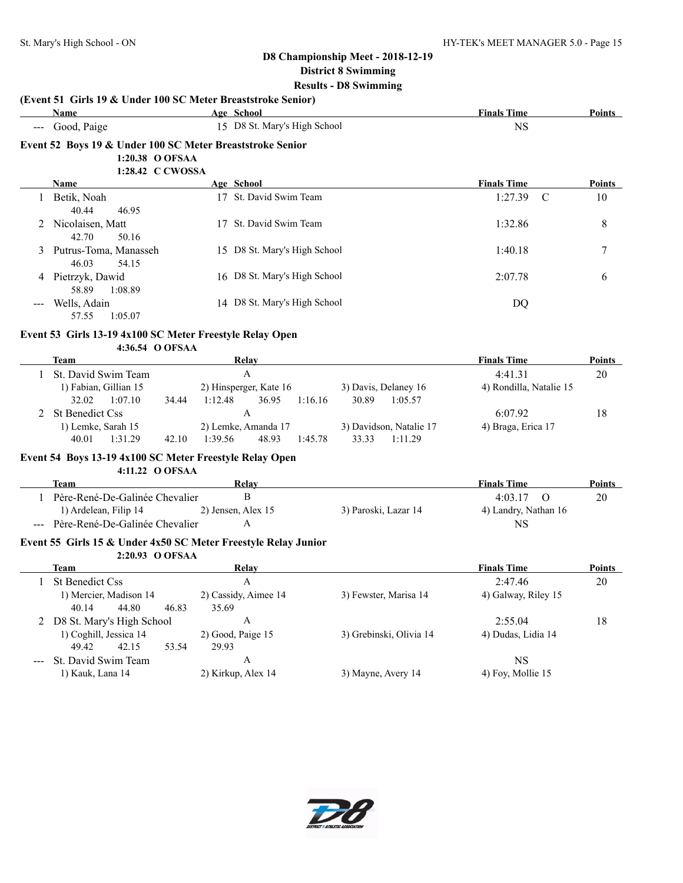## D8 Championship Meet - 2018-12-19
### District 8 Swimming
### Results - D8 Swimming

**(Event 51 Girls 19 & Under 100 SC Meter Breaststroke Senior)**

| | Name | Age | School | Finals Time | Points |
|---|---|---|---|---|---|
| --- | Good, Paige | 15 | D8 St. Mary's High School | NS | |

**Event 52 Boys 19 & Under 100 SC Meter Breaststroke Senior**

1:20.38 O OFSAA
1:28.42 C CWOSSA

| | Name | Age | School | Finals Time | Points |
|---|---|---|---|---|---|
| 1 | Betik, Noah | 17 | St. David Swim Team | 1:27.39 C | 10 |
| | 40.44 46.95 | | | | |
| 2 | Nicolaisen, Matt | 17 | St. David Swim Team | 1:32.86 | 8 |
| | 42.70 50.16 | | | | |
| 3 | Putrus-Toma, Manasseh | 15 | D8 St. Mary's High School | 1:40.18 | 7 |
| | 46.03 54.15 | | | | |
| 4 | Pietrzyk, Dawid | 16 | D8 St. Mary's High School | 2:07.78 | 6 |
| | 58.89 1:08.89 | | | | |
| --- | Wells, Adain | 14 | D8 St. Mary's High School | DQ | |
| | 57.55 1:05.07 | | | | |

**Event 53 Girls 13-19 4x100 SC Meter Freestyle Relay Open**

4:36.54 O OFSAA

| | Team | Relay | | Finals Time | Points |
|---|---|---|---|---|---|
| 1 | St. David Swim Team | A | | 4:41.31 | 20 |
| | 1) Fabian, Gillian 15 | 2) Hinsperger, Kate 16 | 3) Davis, Delaney 16 | 4) Rondilla, Natalie 15 | |
| | 32.02 1:07.10 34.44 | 1:12.48 36.95 1:16.16 | 30.89 1:05.57 | | |
| 2 | St Benedict Css | A | | 6:07.92 | 18 |
| | 1) Lemke, Sarah 15 | 2) Lemke, Amanda 17 | 3) Davidson, Natalie 17 | 4) Braga, Erica 17 | |
| | 40.01 1:31.29 42.10 | 1:39.56 48.93 1:45.78 | 33.33 1:11.29 | | |

**Event 54 Boys 13-19 4x100 SC Meter Freestyle Relay Open**

4:11.22 O OFSAA

| | Team | Relay | | Finals Time | Points |
|---|---|---|---|---|---|
| 1 | Père-René-De-Galinée Chevalier | B | | 4:03.17 O | 20 |
| | 1) Ardelean, Filip 14 | 2) Jensen, Alex 15 | 3) Paroski, Lazar 14 | 4) Landry, Nathan 16 | |
| --- | Père-René-De-Galinée Chevalier | A | | NS | |

**Event 55 Girls 15 & Under 4x50 SC Meter Freestyle Relay Junior**

2:20.93 O OFSAA

| | Team | Relay | | Finals Time | Points |
|---|---|---|---|---|---|
| 1 | St Benedict Css | A | | 2:47.46 | 20 |
| | 1) Mercier, Madison 14 | 2) Cassidy, Aimee 14 | 3) Fewster, Marisa 14 | 4) Galway, Riley 15 | |
| | 40.14 44.80 46.83 | 35.69 | | | |
| 2 | D8 St. Mary's High School | A | | 2:55.04 | 18 |
| | 1) Coghill, Jessica 14 | 2) Good, Paige 15 | 3) Grebinski, Olivia 14 | 4) Dudas, Lidia 14 | |
| | 49.42 42.15 53.54 | 29.93 | | | |
| --- | St. David Swim Team | A | | NS | |
| | 1) Kauk, Lana 14 | 2) Kirkup, Alex 14 | 3) Mayne, Avery 14 | 4) Foy, Mollie 15 | |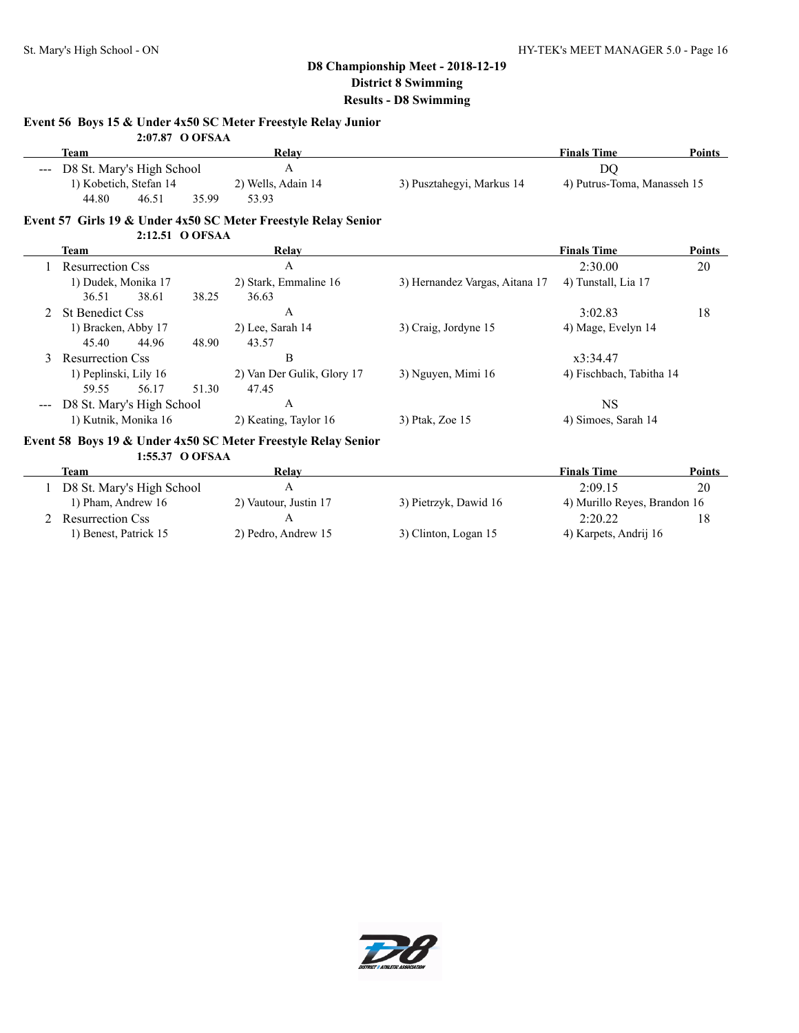## D8 Championship Meet - 2018-12-19
## District 8 Swimming
## Results - D8 Swimming

### Event 56 Boys 15 & Under 4x50 SC Meter Freestyle Relay Junior

2:07.87 O OFSAA

| | Team | Relay | | Finals Time | Points |
|---|---|---|---|---|---|
| --- | D8 St. Mary's High School | A | | DQ | |
| | 1) Kobetich, Stefan 14 | 2) Wells, Adain 14 | 3) Pusztahegyi, Markus 14 | 4) Putrus-Toma, Manasseh 15 | |
| | 44.80 46.51 35.99 | 53.93 | | | |

### Event 57 Girls 19 & Under 4x50 SC Meter Freestyle Relay Senior

2:12.51 O OFSAA

| | Team | Relay | | Finals Time | Points |
|---|---|---|---|---|---|
| 1 | Resurrection Css | A | | 2:30.00 | 20 |
| | 1) Dudek, Monika 17 | 2) Stark, Emmaline 16 | 3) Hernandez Vargas, Aitana 17 | 4) Tunstall, Lia 17 | |
| | 36.51 38.61 38.25 | 36.63 | | | |
| 2 | St Benedict Css | A | | 3:02.83 | 18 |
| | 1) Bracken, Abby 17 | 2) Lee, Sarah 14 | 3) Craig, Jordyne 15 | 4) Mage, Evelyn 14 | |
| | 45.40 44.96 48.90 | 43.57 | | | |
| 3 | Resurrection Css | B | | x3:34.47 | |
| | 1) Peplinski, Lily 16 | 2) Van Der Gulik, Glory 17 | 3) Nguyen, Mimi 16 | 4) Fischbach, Tabitha 14 | |
| | 59.55 56.17 51.30 | 47.45 | | | |
| --- | D8 St. Mary's High School | A | | NS | |
| | 1) Kutnik, Monika 16 | 2) Keating, Taylor 16 | 3) Ptak, Zoe 15 | 4) Simoes, Sarah 14 | |

### Event 58 Boys 19 & Under 4x50 SC Meter Freestyle Relay Senior

1:55.37 O OFSAA

| | Team | Relay | | Finals Time | Points |
|---|---|---|---|---|---|
| 1 | D8 St. Mary's High School | A | | 2:09.15 | 20 |
| | 1) Pham, Andrew 16 | 2) Vautour, Justin 17 | 3) Pietrzyk, Dawid 16 | 4) Murillo Reyes, Brandon 16 | |
| 2 | Resurrection Css | A | | 2:20.22 | 18 |
| | 1) Benest, Patrick 15 | 2) Pedro, Andrew 15 | 3) Clinton, Logan 15 | 4) Karpets, Andrij 16 | |